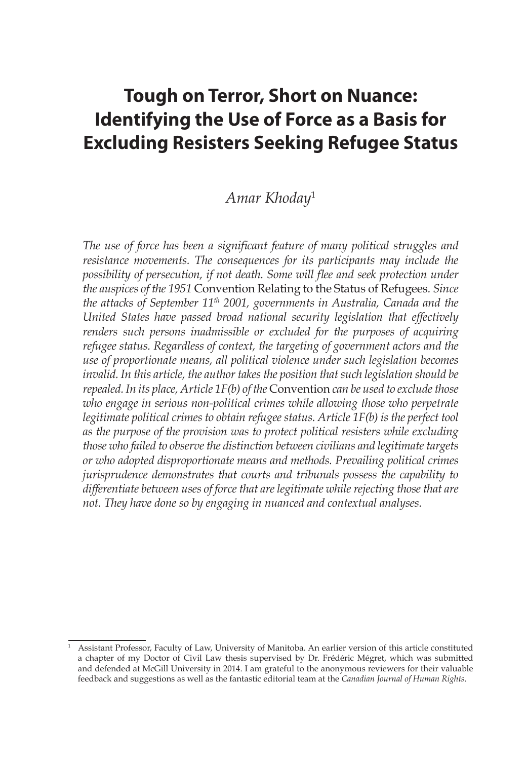# Tough on Terror, Short on Nuance: Identifying the Use of Force as a Basis for Excluding Resisters Seeking Refugee Status

*Amar Khoday*[1]

*The use of force has been a significant feature of many political struggles and resistance movements. The consequences for its participants may include the possibility of persecution, if not death. Some will flee and seek protection under the auspices of the 1951* Convention Relating to the Status of Refugees*. Since the attacks of September 11th 2001, governments in Australia, Canada and the United States have passed broad national security legislation that effectively renders such persons inadmissible or excluded for the purposes of acquiring refugee status. Regardless of context, the targeting of government actors and the use of proportionate means, all political violence under such legislation becomes invalid. In this article, the author takes the position that such legislation should be repealed. In its place, Article 1F(b) of the* Convention *can be used to exclude those who engage in serious non-political crimes while allowing those who perpetrate legitimate political crimes to obtain refugee status. Article 1F(b) is the perfect tool as the purpose of the provision was to protect political resisters while excluding those who failed to observe the distinction between civilians and legitimate targets or who adopted disproportionate means and methods. Prevailing political crimes jurisprudence demonstrates that courts and tribunals possess the capability to differentiate between uses of force that are legitimate while rejecting those that are not. They have done so by engaging in nuanced and contextual analyses.*

---

[1] Assistant Professor, Faculty of Law, University of Manitoba. An earlier version of this article constituted a chapter of my Doctor of Civil Law thesis supervised by Dr. Frédéric Mégret, which was submitted and defended at McGill University in 2014. I am grateful to the anonymous reviewers for their valuable feedback and suggestions as well as the fantastic editorial team at the *Canadian Journal of Human Rights*.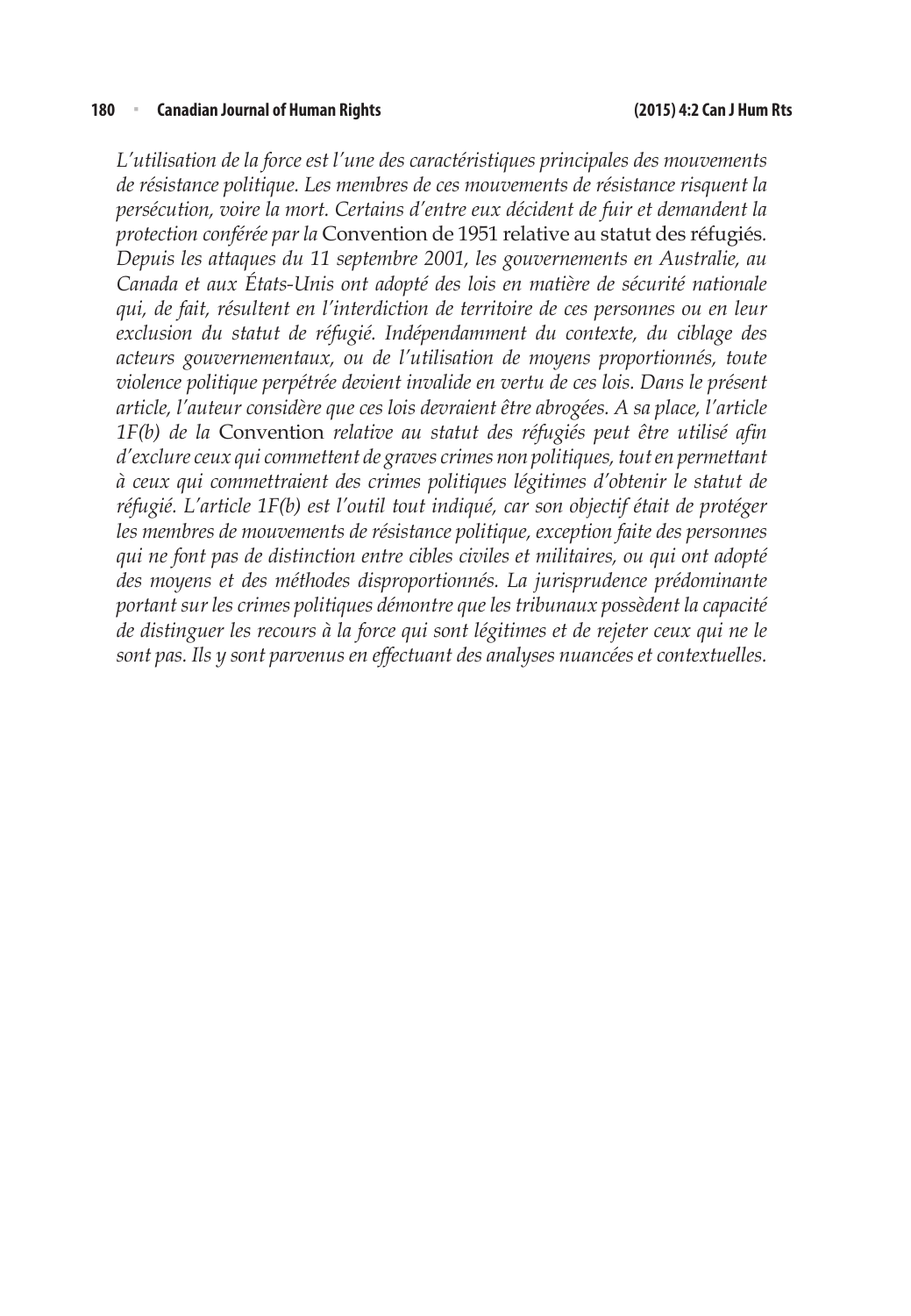*L'utilisation de la force est l'une des caractéristiques principales des mouvements de résistance politique. Les membres de ces mouvements de résistance risquent la persécution, voire la mort. Certains d'entre eux décident de fuir et demandent la protection conférée par la* Convention de 1951 relative au statut des réfugiés*. Depuis les attaques du 11 septembre 2001, les gouvernements en Australie, au Canada et aux États-Unis ont adopté des lois en matière de sécurité nationale qui, de fait, résultent en l'interdiction de territoire de ces personnes ou en leur exclusion du statut de réfugié. Indépendamment du contexte, du ciblage des acteurs gouvernementaux, ou de l'utilisation de moyens proportionnés, toute violence politique perpétrée devient invalide en vertu de ces lois. Dans le présent article, l'auteur considère que ces lois devraient être abrogées. A sa place, l'article 1F(b) de la* Convention *relative au statut des réfugiés peut être utilisé afin d'exclure ceux qui commettent de graves crimes non politiques, tout en permettant à ceux qui commettraient des crimes politiques légitimes d'obtenir le statut de réfugié. L'article 1F(b) est l'outil tout indiqué, car son objectif était de protéger les membres de mouvements de résistance politique, exception faite des personnes qui ne font pas de distinction entre cibles civiles et militaires, ou qui ont adopté des moyens et des méthodes disproportionnés. La jurisprudence prédominante portant sur les crimes politiques démontre que les tribunaux possèdent la capacité de distinguer les recours à la force qui sont légitimes et de rejeter ceux qui ne le sont pas. Ils y sont parvenus en effectuant des analyses nuancées et contextuelles.*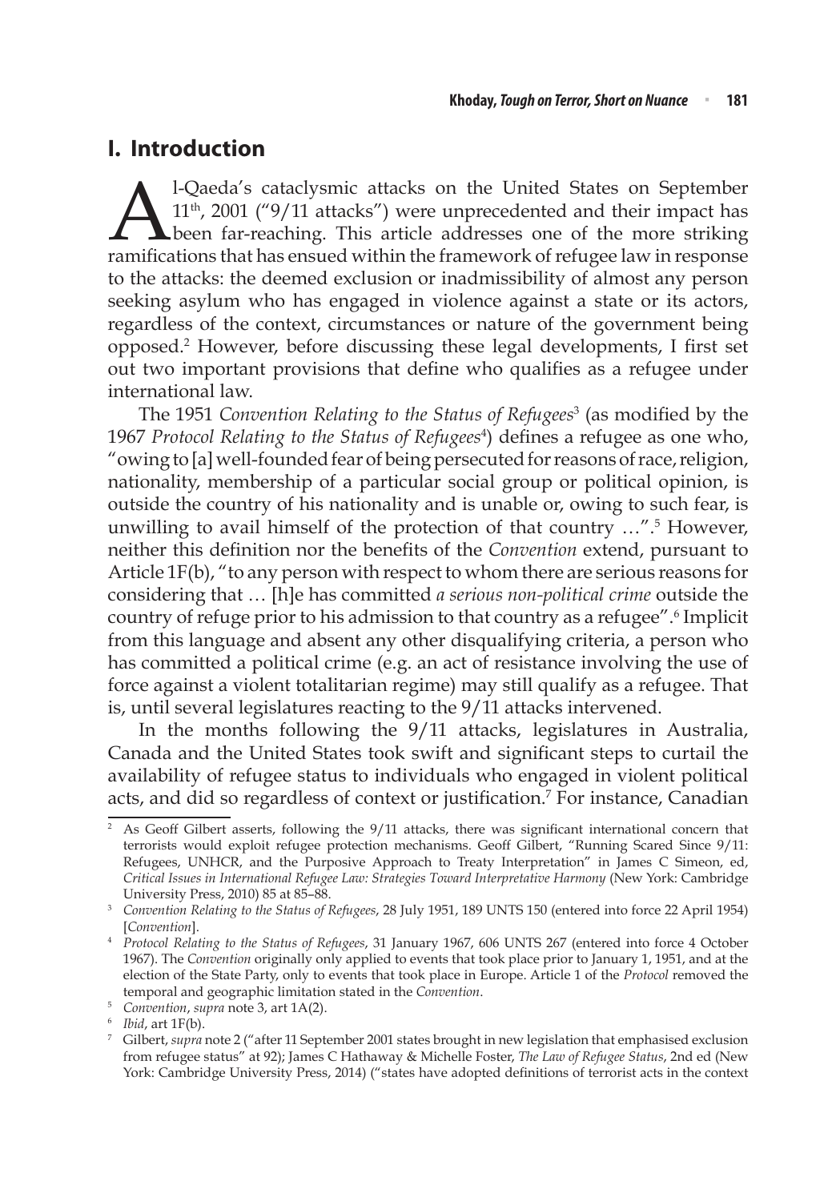## I. Introduction

Al-Qaeda's cataclysmic attacks on the United States on September 11th, 2001 ("9/11 attacks") were unprecedented and their impact has been far-reaching. This article addresses one of the more striking ramifications that has ensued within the framework of refugee law in response to the attacks: the deemed exclusion or inadmissibility of almost any person seeking asylum who has engaged in violence against a state or its actors, regardless of the context, circumstances or nature of the government being opposed.[2] However, before discussing these legal developments, I first set out two important provisions that define who qualifies as a refugee under international law.

The 1951 *Convention Relating to the Status of Refugees*[3] (as modified by the 1967 *Protocol Relating to the Status of Refugees*[4]) defines a refugee as one who, "owing to [a] well-founded fear of being persecuted for reasons of race, religion, nationality, membership of a particular social group or political opinion, is outside the country of his nationality and is unable or, owing to such fear, is unwilling to avail himself of the protection of that country …".[5] However, neither this definition nor the benefits of the *Convention* extend, pursuant to Article 1F(b), "to any person with respect to whom there are serious reasons for considering that … [h]e has committed *a serious non-political crime* outside the country of refuge prior to his admission to that country as a refugee".[6] Implicit from this language and absent any other disqualifying criteria, a person who has committed a political crime (e.g. an act of resistance involving the use of force against a violent totalitarian regime) may still qualify as a refugee. That is, until several legislatures reacting to the 9/11 attacks intervened.

In the months following the 9/11 attacks, legislatures in Australia, Canada and the United States took swift and significant steps to curtail the availability of refugee status to individuals who engaged in violent political acts, and did so regardless of context or justification.[7] For instance, Canadian

---

[2] As Geoff Gilbert asserts, following the 9/11 attacks, there was significant international concern that terrorists would exploit refugee protection mechanisms. Geoff Gilbert, "Running Scared Since 9/11: Refugees, UNHCR, and the Purposive Approach to Treaty Interpretation" in James C Simeon, ed, *Critical Issues in International Refugee Law: Strategies Toward Interpretative Harmony* (New York: Cambridge University Press, 2010) 85 at 85–88.

[3] *Convention Relating to the Status of Refugees*, 28 July 1951, 189 UNTS 150 (entered into force 22 April 1954) [*Convention*].

[4] *Protocol Relating to the Status of Refugees*, 31 January 1967, 606 UNTS 267 (entered into force 4 October 1967). The *Convention* originally only applied to events that took place prior to January 1, 1951, and at the election of the State Party, only to events that took place in Europe. Article 1 of the *Protocol* removed the temporal and geographic limitation stated in the *Convention*.

[5] *Convention*, *supra* note 3, art 1A(2).

[6] *Ibid*, art 1F(b).

[7] Gilbert, *supra* note 2 ("after 11 September 2001 states brought in new legislation that emphasised exclusion from refugee status" at 92); James C Hathaway & Michelle Foster, *The Law of Refugee Status*, 2nd ed (New York: Cambridge University Press, 2014) ("states have adopted definitions of terrorist acts in the context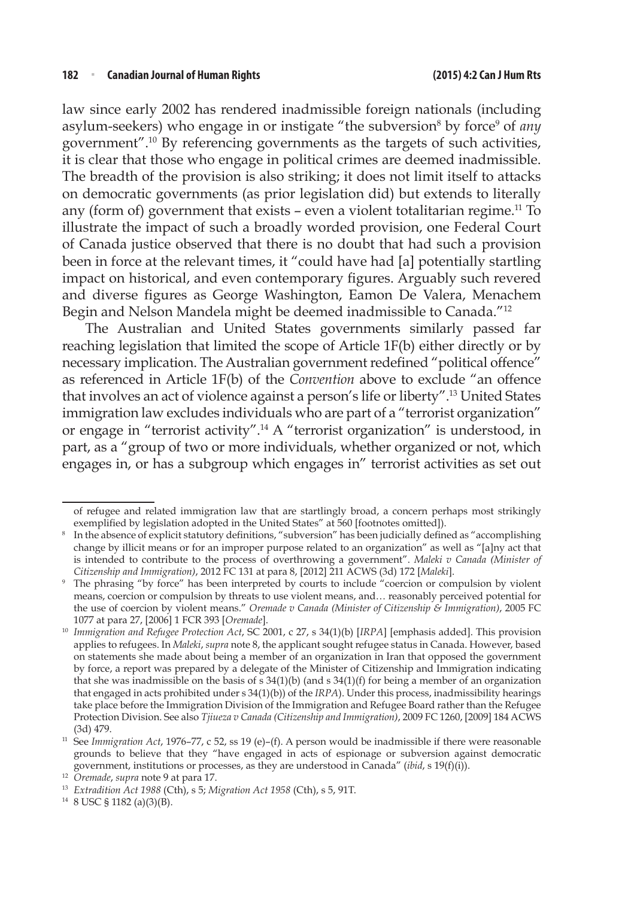law since early 2002 has rendered inadmissible foreign nationals (including asylum-seekers) who engage in or instigate "the subversion[8] by force[9] of *any* government".[10] By referencing governments as the targets of such activities, it is clear that those who engage in political crimes are deemed inadmissible. The breadth of the provision is also striking; it does not limit itself to attacks on democratic governments (as prior legislation did) but extends to literally any (form of) government that exists – even a violent totalitarian regime.[11] To illustrate the impact of such a broadly worded provision, one Federal Court of Canada justice observed that there is no doubt that had such a provision been in force at the relevant times, it "could have had [a] potentially startling impact on historical, and even contemporary figures. Arguably such revered and diverse figures as George Washington, Eamon De Valera, Menachem Begin and Nelson Mandela might be deemed inadmissible to Canada."[12]

The Australian and United States governments similarly passed far reaching legislation that limited the scope of Article 1F(b) either directly or by necessary implication. The Australian government redefined "political offence" as referenced in Article 1F(b) of the *Convention* above to exclude "an offence that involves an act of violence against a person's life or liberty".[13] United States immigration law excludes individuals who are part of a "terrorist organization" or engage in "terrorist activity".[14] A "terrorist organization" is understood, in part, as a "group of two or more individuals, whether organized or not, which engages in, or has a subgroup which engages in" terrorist activities as set out

---

of refugee and related immigration law that are startlingly broad, a concern perhaps most strikingly exemplified by legislation adopted in the United States" at 560 [footnotes omitted]).

[8] In the absence of explicit statutory definitions, "subversion" has been judicially defined as "accomplishing change by illicit means or for an improper purpose related to an organization" as well as "[a]ny act that is intended to contribute to the process of overthrowing a government". *Maleki v Canada (Minister of Citizenship and Immigration)*, 2012 FC 131 at para 8, [2012] 211 ACWS (3d) 172 [*Maleki*].

[9] The phrasing "by force" has been interpreted by courts to include "coercion or compulsion by violent means, coercion or compulsion by threats to use violent means, and… reasonably perceived potential for the use of coercion by violent means." *Oremade v Canada (Minister of Citizenship & Immigration)*, 2005 FC 1077 at para 27, [2006] 1 FCR 393 [*Oremade*].

[10] *Immigration and Refugee Protection Act*, SC 2001, c 27, s 34(1)(b) [*IRPA*] [emphasis added]. This provision applies to refugees. In *Maleki*, *supra* note 8, the applicant sought refugee status in Canada. However, based on statements she made about being a member of an organization in Iran that opposed the government by force, a report was prepared by a delegate of the Minister of Citizenship and Immigration indicating that she was inadmissible on the basis of s 34(1)(b) (and s 34(1)(f) for being a member of an organization that engaged in acts prohibited under s 34(1)(b)) of the *IRPA*). Under this process, inadmissibility hearings take place before the Immigration Division of the Immigration and Refugee Board rather than the Refugee Protection Division. See also *Tjiueza v Canada (Citizenship and Immigration)*, 2009 FC 1260, [2009] 184 ACWS (3d) 479.

[11] See *Immigration Act*, 1976–77, c 52, ss 19 (e)–(f). A person would be inadmissible if there were reasonable grounds to believe that they "have engaged in acts of espionage or subversion against democratic government, institutions or processes, as they are understood in Canada" (*ibid*, s 19(f)(i)).

[12] *Oremade*, *supra* note 9 at para 17.

[13] *Extradition Act 1988* (Cth), s 5; *Migration Act 1958* (Cth), s 5, 91T.

[14] 8 USC § 1182 (a)(3)(B).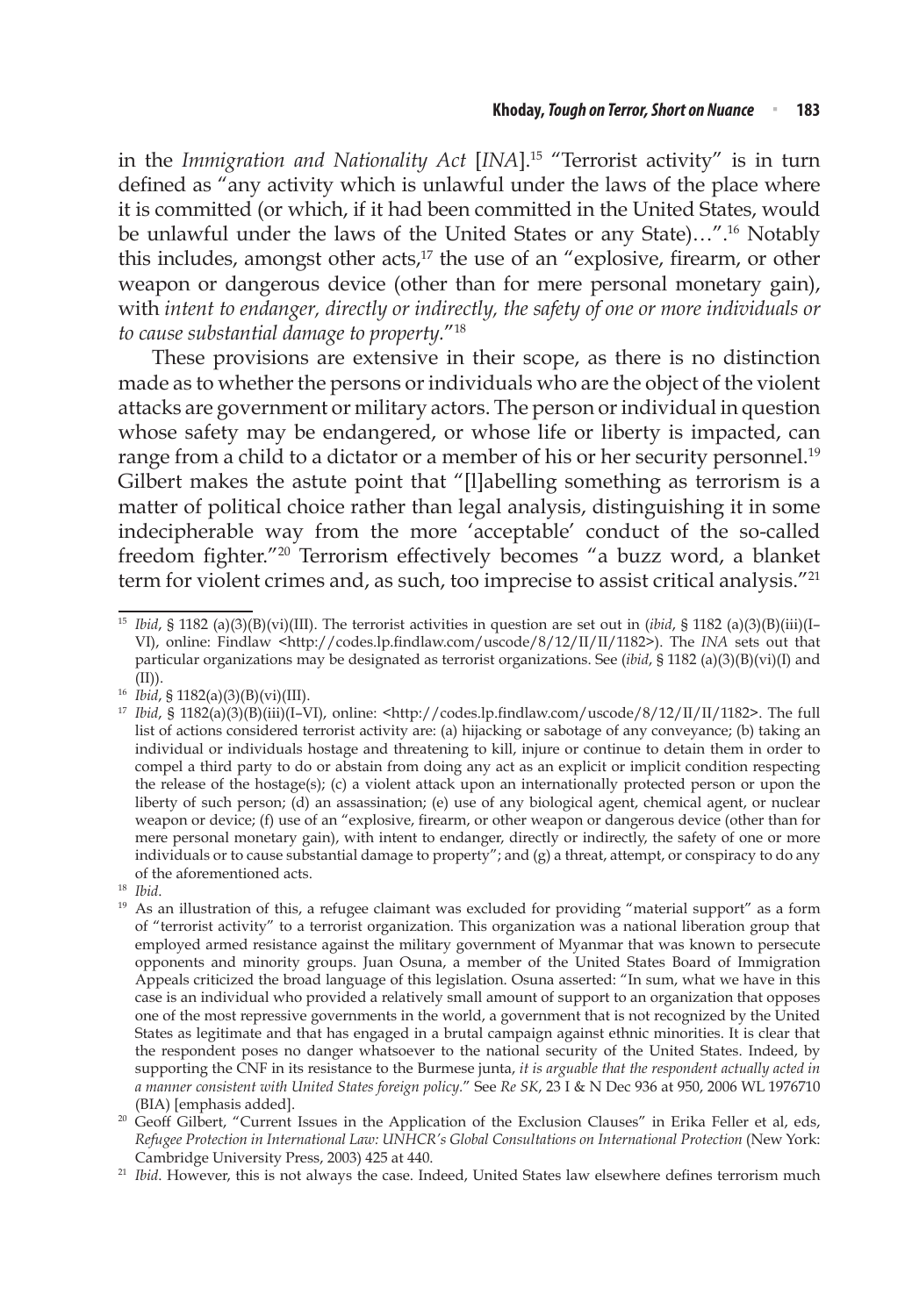in the *Immigration and Nationality Act* [*INA*].[15] "Terrorist activity" is in turn defined as "any activity which is unlawful under the laws of the place where it is committed (or which, if it had been committed in the United States, would be unlawful under the laws of the United States or any State)…".[16] Notably this includes, amongst other acts,[17] the use of an "explosive, firearm, or other weapon or dangerous device (other than for mere personal monetary gain), with *intent to endanger, directly or indirectly, the safety of one or more individuals or to cause substantial damage to property*."[18]

These provisions are extensive in their scope, as there is no distinction made as to whether the persons or individuals who are the object of the violent attacks are government or military actors. The person or individual in question whose safety may be endangered, or whose life or liberty is impacted, can range from a child to a dictator or a member of his or her security personnel.[19] Gilbert makes the astute point that "[l]abelling something as terrorism is a matter of political choice rather than legal analysis, distinguishing it in some indecipherable way from the more 'acceptable' conduct of the so-called freedom fighter."[20] Terrorism effectively becomes "a buzz word, a blanket term for violent crimes and, as such, too imprecise to assist critical analysis."[21]

---

[15] *Ibid*, § 1182 (a)(3)(B)(vi)(III). The terrorist activities in question are set out in (*ibid*, § 1182 (a)(3)(B)(iii)(I–VI), online: Findlaw <http://codes.lp.findlaw.com/uscode/8/12/II/II/1182>). The *INA* sets out that particular organizations may be designated as terrorist organizations. See (*ibid*, § 1182 (a)(3)(B)(vi)(I) and (II)).

[16] *Ibid*, § 1182(a)(3)(B)(vi)(III).

[17] *Ibid*, § 1182(a)(3)(B)(iii)(I–VI), online: <http://codes.lp.findlaw.com/uscode/8/12/II/II/1182>. The full list of actions considered terrorist activity are: (a) hijacking or sabotage of any conveyance; (b) taking an individual or individuals hostage and threatening to kill, injure or continue to detain them in order to compel a third party to do or abstain from doing any act as an explicit or implicit condition respecting the release of the hostage(s); (c) a violent attack upon an internationally protected person or upon the liberty of such person; (d) an assassination; (e) use of any biological agent, chemical agent, or nuclear weapon or device; (f) use of an "explosive, firearm, or other weapon or dangerous device (other than for mere personal monetary gain), with intent to endanger, directly or indirectly, the safety of one or more individuals or to cause substantial damage to property"; and (g) a threat, attempt, or conspiracy to do any of the aforementioned acts.

[18] *Ibid*.

[19] As an illustration of this, a refugee claimant was excluded for providing "material support" as a form of "terrorist activity" to a terrorist organization. This organization was a national liberation group that employed armed resistance against the military government of Myanmar that was known to persecute opponents and minority groups. Juan Osuna, a member of the United States Board of Immigration Appeals criticized the broad language of this legislation. Osuna asserted: "In sum, what we have in this case is an individual who provided a relatively small amount of support to an organization that opposes one of the most repressive governments in the world, a government that is not recognized by the United States as legitimate and that has engaged in a brutal campaign against ethnic minorities. It is clear that the respondent poses no danger whatsoever to the national security of the United States. Indeed, by supporting the CNF in its resistance to the Burmese junta, *it is arguable that the respondent actually acted in a manner consistent with United States foreign policy*." See *Re SK*, 23 I & N Dec 936 at 950, 2006 WL 1976710 (BIA) [emphasis added].

[20] Geoff Gilbert, "Current Issues in the Application of the Exclusion Clauses" in Erika Feller et al, eds, *Refugee Protection in International Law: UNHCR's Global Consultations on International Protection* (New York: Cambridge University Press, 2003) 425 at 440.

[21] *Ibid*. However, this is not always the case. Indeed, United States law elsewhere defines terrorism much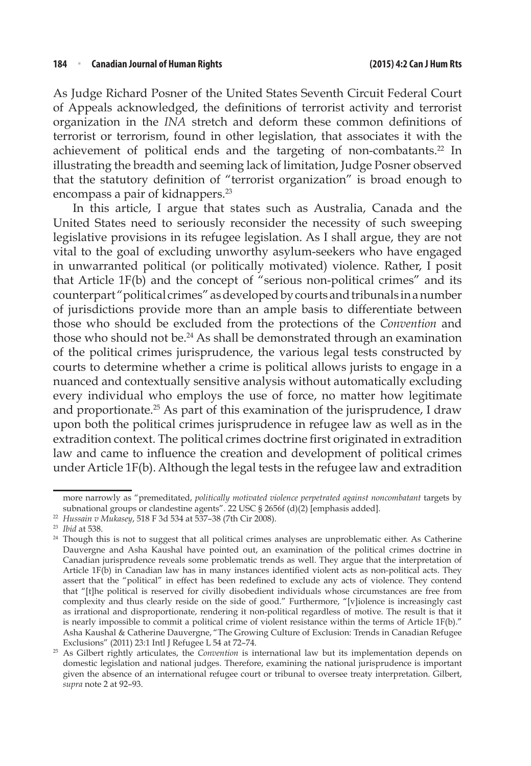As Judge Richard Posner of the United States Seventh Circuit Federal Court of Appeals acknowledged, the definitions of terrorist activity and terrorist organization in the *INA* stretch and deform these common definitions of terrorist or terrorism, found in other legislation, that associates it with the achievement of political ends and the targeting of non-combatants.[22] In illustrating the breadth and seeming lack of limitation, Judge Posner observed that the statutory definition of "terrorist organization" is broad enough to encompass a pair of kidnappers.[23]

In this article, I argue that states such as Australia, Canada and the United States need to seriously reconsider the necessity of such sweeping legislative provisions in its refugee legislation. As I shall argue, they are not vital to the goal of excluding unworthy asylum-seekers who have engaged in unwarranted political (or politically motivated) violence. Rather, I posit that Article 1F(b) and the concept of "serious non-political crimes" and its counterpart "political crimes" as developed by courts and tribunals in a number of jurisdictions provide more than an ample basis to differentiate between those who should be excluded from the protections of the *Convention* and those who should not be.[24] As shall be demonstrated through an examination of the political crimes jurisprudence, the various legal tests constructed by courts to determine whether a crime is political allows jurists to engage in a nuanced and contextually sensitive analysis without automatically excluding every individual who employs the use of force, no matter how legitimate and proportionate.[25] As part of this examination of the jurisprudence, I draw upon both the political crimes jurisprudence in refugee law as well as in the extradition context. The political crimes doctrine first originated in extradition law and came to influence the creation and development of political crimes under Article 1F(b). Although the legal tests in the refugee law and extradition

---

more narrowly as "premeditated, *politically motivated violence perpetrated against noncombatant* targets by subnational groups or clandestine agents". 22 USC § 2656f (d)(2) [emphasis added].

[22] *Hussain v Mukasey*, 518 F 3d 534 at 537–38 (7th Cir 2008).

[23] *Ibid* at 538.

[24] Though this is not to suggest that all political crimes analyses are unproblematic either. As Catherine Dauvergne and Asha Kaushal have pointed out, an examination of the political crimes doctrine in Canadian jurisprudence reveals some problematic trends as well. They argue that the interpretation of Article 1F(b) in Canadian law has in many instances identified violent acts as non-political acts. They assert that the "political" in effect has been redefined to exclude any acts of violence. They contend that "[t]he political is reserved for civilly disobedient individuals whose circumstances are free from complexity and thus clearly reside on the side of good." Furthermore, "[v]iolence is increasingly cast as irrational and disproportionate, rendering it non-political regardless of motive. The result is that it is nearly impossible to commit a political crime of violent resistance within the terms of Article 1F(b)." Asha Kaushal & Catherine Dauvergne, "The Growing Culture of Exclusion: Trends in Canadian Refugee Exclusions" (2011) 23:1 Intl J Refugee L 54 at 72–74.

[25] As Gilbert rightly articulates, the *Convention* is international law but its implementation depends on domestic legislation and national judges. Therefore, examining the national jurisprudence is important given the absence of an international refugee court or tribunal to oversee treaty interpretation. Gilbert, *supra* note 2 at 92–93.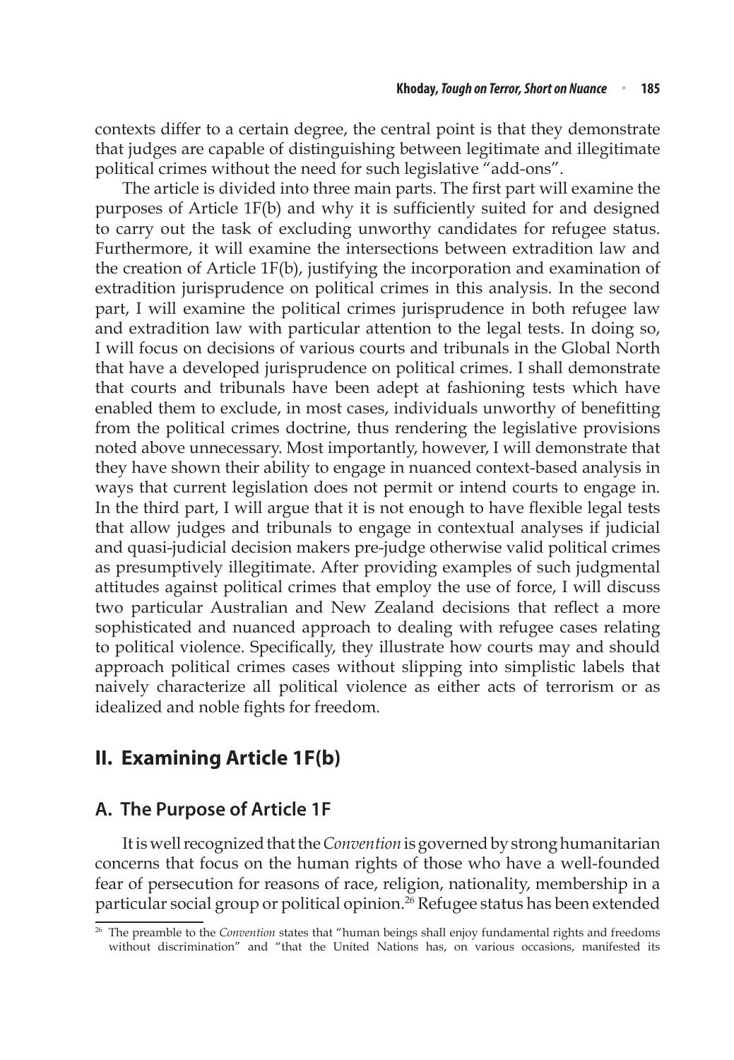contexts differ to a certain degree, the central point is that they demonstrate that judges are capable of distinguishing between legitimate and illegitimate political crimes without the need for such legislative "add-ons".

The article is divided into three main parts. The first part will examine the purposes of Article 1F(b) and why it is sufficiently suited for and designed to carry out the task of excluding unworthy candidates for refugee status. Furthermore, it will examine the intersections between extradition law and the creation of Article 1F(b), justifying the incorporation and examination of extradition jurisprudence on political crimes in this analysis. In the second part, I will examine the political crimes jurisprudence in both refugee law and extradition law with particular attention to the legal tests. In doing so, I will focus on decisions of various courts and tribunals in the Global North that have a developed jurisprudence on political crimes. I shall demonstrate that courts and tribunals have been adept at fashioning tests which have enabled them to exclude, in most cases, individuals unworthy of benefitting from the political crimes doctrine, thus rendering the legislative provisions noted above unnecessary. Most importantly, however, I will demonstrate that they have shown their ability to engage in nuanced context-based analysis in ways that current legislation does not permit or intend courts to engage in. In the third part, I will argue that it is not enough to have flexible legal tests that allow judges and tribunals to engage in contextual analyses if judicial and quasi-judicial decision makers pre-judge otherwise valid political crimes as presumptively illegitimate. After providing examples of such judgmental attitudes against political crimes that employ the use of force, I will discuss two particular Australian and New Zealand decisions that reflect a more sophisticated and nuanced approach to dealing with refugee cases relating to political violence. Specifically, they illustrate how courts may and should approach political crimes cases without slipping into simplistic labels that naively characterize all political violence as either acts of terrorism or as idealized and noble fights for freedom.

## II. Examining Article 1F(b)

### A. The Purpose of Article 1F

It is well recognized that the *Convention* is governed by strong humanitarian concerns that focus on the human rights of those who have a well-founded fear of persecution for reasons of race, religion, nationality, membership in a particular social group or political opinion.[26] Refugee status has been extended

[26] The preamble to the *Convention* states that "human beings shall enjoy fundamental rights and freedoms without discrimination" and "that the United Nations has, on various occasions, manifested its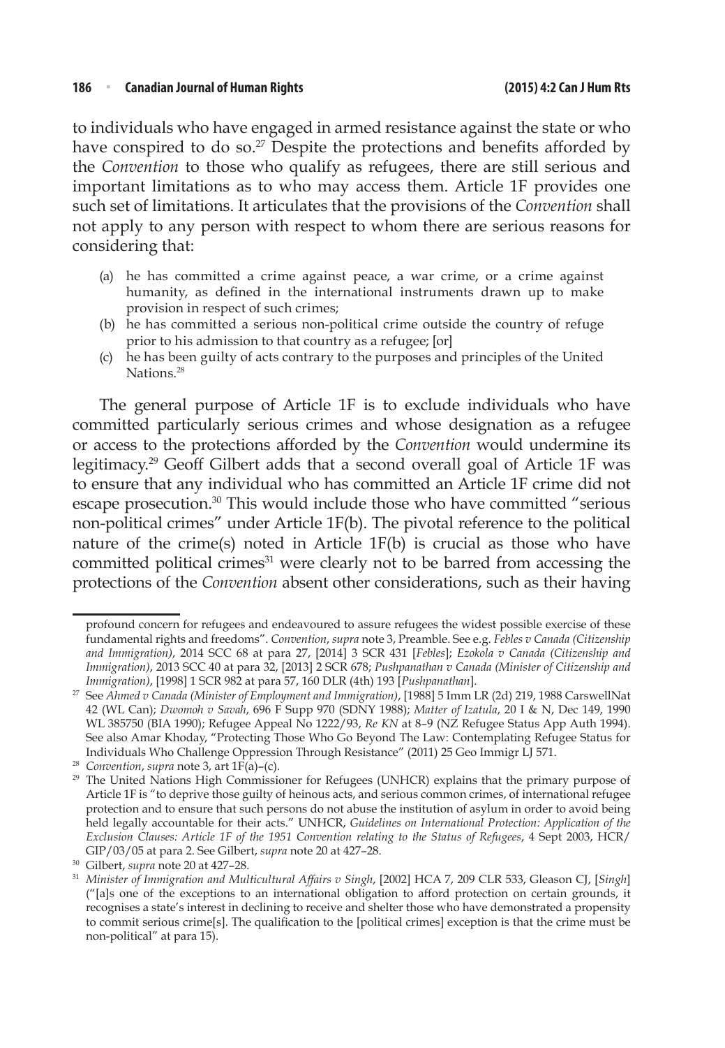to individuals who have engaged in armed resistance against the state or who have conspired to do so.[27] Despite the protections and benefits afforded by the *Convention* to those who qualify as refugees, there are still serious and important limitations as to who may access them. Article 1F provides one such set of limitations. It articulates that the provisions of the *Convention* shall not apply to any person with respect to whom there are serious reasons for considering that:

> (a) he has committed a crime against peace, a war crime, or a crime against humanity, as defined in the international instruments drawn up to make provision in respect of such crimes;
> (b) he has committed a serious non-political crime outside the country of refuge prior to his admission to that country as a refugee; [or]
> (c) he has been guilty of acts contrary to the purposes and principles of the United Nations.[28]

The general purpose of Article 1F is to exclude individuals who have committed particularly serious crimes and whose designation as a refugee or access to the protections afforded by the *Convention* would undermine its legitimacy.[29] Geoff Gilbert adds that a second overall goal of Article 1F was to ensure that any individual who has committed an Article 1F crime did not escape prosecution.[30] This would include those who have committed "serious non-political crimes" under Article 1F(b). The pivotal reference to the political nature of the crime(s) noted in Article 1F(b) is crucial as those who have committed political crimes[31] were clearly not to be barred from accessing the protections of the *Convention* absent other considerations, such as their having

---

profound concern for refugees and endeavoured to assure refugees the widest possible exercise of these fundamental rights and freedoms". *Convention*, *supra* note 3, Preamble. See e.g. *Febles v Canada (Citizenship and Immigration)*, 2014 SCC 68 at para 27, [2014] 3 SCR 431 [*Febles*]; *Ezokola v Canada (Citizenship and Immigration)*, 2013 SCC 40 at para 32, [2013] 2 SCR 678; *Pushpanathan v Canada (Minister of Citizenship and Immigration)*, [1998] 1 SCR 982 at para 57, 160 DLR (4th) 193 [*Pushpanathan*].

[27] See *Ahmed v Canada (Minister of Employment and Immigration)*, [1988] 5 Imm LR (2d) 219, 1988 CarswellNat 42 (WL Can); *Dwomoh v Savah*, 696 F Supp 970 (SDNY 1988); *Matter of Izatula*, 20 I & N, Dec 149, 1990 WL 385750 (BIA 1990); Refugee Appeal No 1222/93, *Re KN* at 8–9 (NZ Refugee Status App Auth 1994). See also Amar Khoday, "Protecting Those Who Go Beyond The Law: Contemplating Refugee Status for Individuals Who Challenge Oppression Through Resistance" (2011) 25 Geo Immigr LJ 571.

[28] *Convention*, *supra* note 3, art 1F(a)–(c).

[29] The United Nations High Commissioner for Refugees (UNHCR) explains that the primary purpose of Article 1F is "to deprive those guilty of heinous acts, and serious common crimes, of international refugee protection and to ensure that such persons do not abuse the institution of asylum in order to avoid being held legally accountable for their acts." UNHCR, *Guidelines on International Protection: Application of the Exclusion Clauses: Article 1F of the 1951 Convention relating to the Status of Refugees*, 4 Sept 2003, HCR/GIP/03/05 at para 2. See Gilbert, *supra* note 20 at 427–28.

[30] Gilbert, *supra* note 20 at 427–28.

[31] *Minister of Immigration and Multicultural Affairs v Singh*, [2002] HCA 7, 209 CLR 533, Gleeson CJ, [*Singh*] ("[a]s one of the exceptions to an international obligation to afford protection on certain grounds, it recognises a state's interest in declining to receive and shelter those who have demonstrated a propensity to commit serious crime[s]. The qualification to the [political crimes] exception is that the crime must be non-political" at para 15).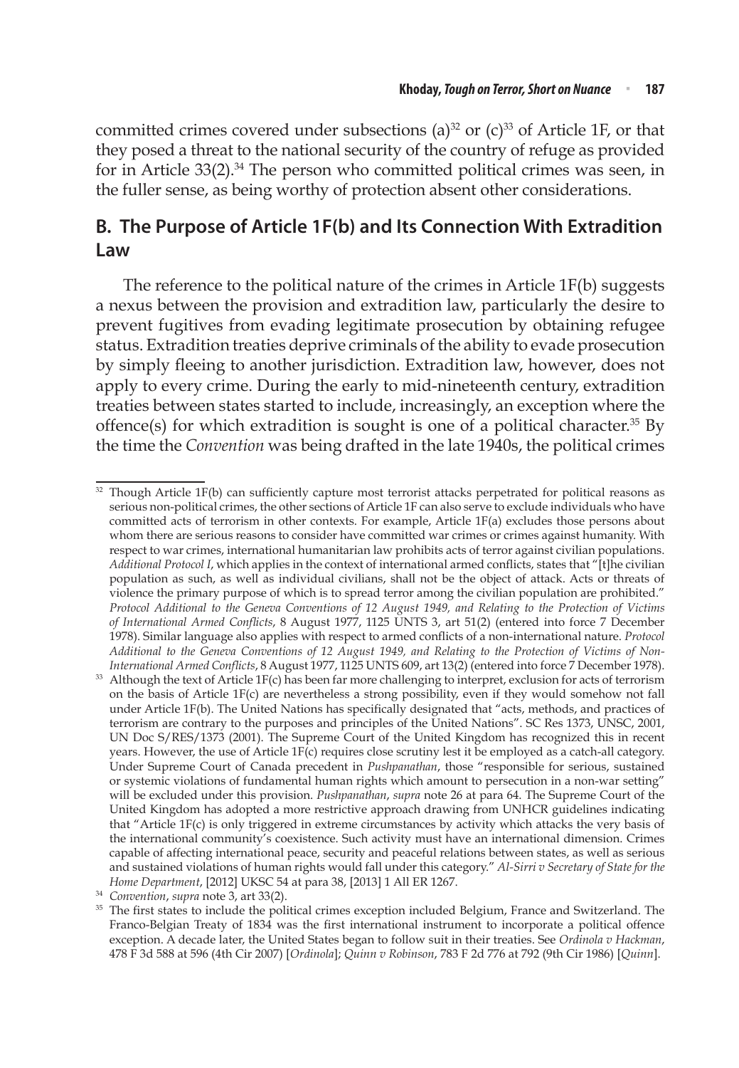committed crimes covered under subsections (a)[32] or (c)[33] of Article 1F, or that they posed a threat to the national security of the country of refuge as provided for in Article 33(2).[34] The person who committed political crimes was seen, in the fuller sense, as being worthy of protection absent other considerations.

## B. The Purpose of Article 1F(b) and Its Connection With Extradition Law

The reference to the political nature of the crimes in Article 1F(b) suggests a nexus between the provision and extradition law, particularly the desire to prevent fugitives from evading legitimate prosecution by obtaining refugee status. Extradition treaties deprive criminals of the ability to evade prosecution by simply fleeing to another jurisdiction. Extradition law, however, does not apply to every crime. During the early to mid-nineteenth century, extradition treaties between states started to include, increasingly, an exception where the offence(s) for which extradition is sought is one of a political character.[35] By the time the *Convention* was being drafted in the late 1940s, the political crimes

---

[32] Though Article 1F(b) can sufficiently capture most terrorist attacks perpetrated for political reasons as serious non-political crimes, the other sections of Article 1F can also serve to exclude individuals who have committed acts of terrorism in other contexts. For example, Article 1F(a) excludes those persons about whom there are serious reasons to consider have committed war crimes or crimes against humanity. With respect to war crimes, international humanitarian law prohibits acts of terror against civilian populations. *Additional Protocol I*, which applies in the context of international armed conflicts, states that "[t]he civilian population as such, as well as individual civilians, shall not be the object of attack. Acts or threats of violence the primary purpose of which is to spread terror among the civilian population are prohibited." *Protocol Additional to the Geneva Conventions of 12 August 1949, and Relating to the Protection of Victims of International Armed Conflicts*, 8 August 1977, 1125 UNTS 3, art 51(2) (entered into force 7 December 1978). Similar language also applies with respect to armed conflicts of a non-international nature. *Protocol Additional to the Geneva Conventions of 12 August 1949, and Relating to the Protection of Victims of Non-International Armed Conflicts*, 8 August 1977, 1125 UNTS 609, art 13(2) (entered into force 7 December 1978).

[33] Although the text of Article 1F(c) has been far more challenging to interpret, exclusion for acts of terrorism on the basis of Article 1F(c) are nevertheless a strong possibility, even if they would somehow not fall under Article 1F(b). The United Nations has specifically designated that "acts, methods, and practices of terrorism are contrary to the purposes and principles of the United Nations". SC Res 1373, UNSC, 2001, UN Doc S/RES/1373 (2001). The Supreme Court of the United Kingdom has recognized this in recent years. However, the use of Article 1F(c) requires close scrutiny lest it be employed as a catch-all category. Under Supreme Court of Canada precedent in *Pushpanathan*, those "responsible for serious, sustained or systemic violations of fundamental human rights which amount to persecution in a non-war setting" will be excluded under this provision. *Pushpanathan*, *supra* note 26 at para 64. The Supreme Court of the United Kingdom has adopted a more restrictive approach drawing from UNHCR guidelines indicating that "Article 1F(c) is only triggered in extreme circumstances by activity which attacks the very basis of the international community's coexistence. Such activity must have an international dimension. Crimes capable of affecting international peace, security and peaceful relations between states, as well as serious and sustained violations of human rights would fall under this category." *Al-Sirri v Secretary of State for the Home Department*, [2012] UKSC 54 at para 38, [2013] 1 All ER 1267.

[34] *Convention*, *supra* note 3, art 33(2).

[35] The first states to include the political crimes exception included Belgium, France and Switzerland. The Franco-Belgian Treaty of 1834 was the first international instrument to incorporate a political offence exception. A decade later, the United States began to follow suit in their treaties. See *Ordinola v Hackman*, 478 F 3d 588 at 596 (4th Cir 2007) [*Ordinola*]; *Quinn v Robinson*, 783 F 2d 776 at 792 (9th Cir 1986) [*Quinn*].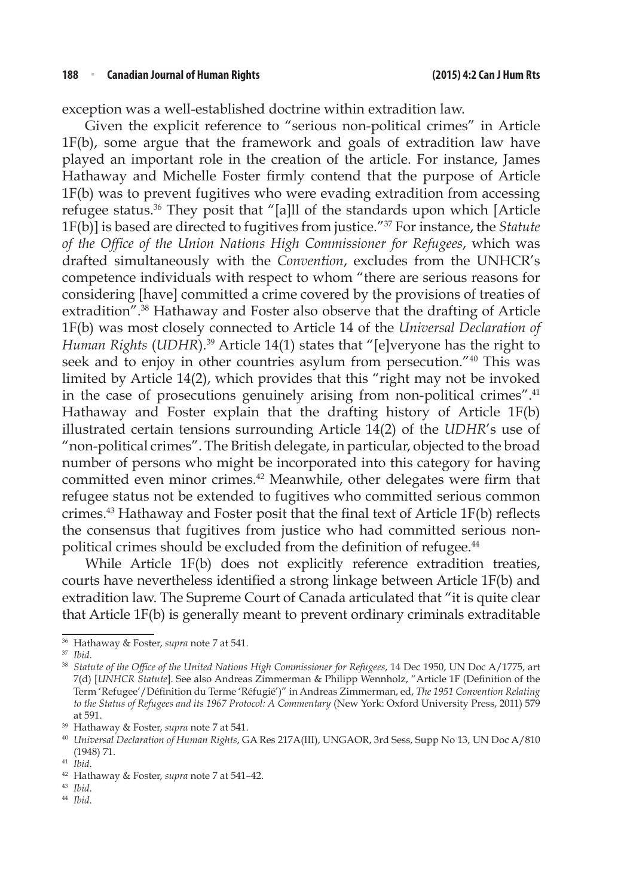exception was a well-established doctrine within extradition law.

Given the explicit reference to "serious non-political crimes" in Article 1F(b), some argue that the framework and goals of extradition law have played an important role in the creation of the article. For instance, James Hathaway and Michelle Foster firmly contend that the purpose of Article 1F(b) was to prevent fugitives who were evading extradition from accessing refugee status.[36] They posit that "[a]ll of the standards upon which [Article 1F(b)] is based are directed to fugitives from justice."[37] For instance, the *Statute of the Office of the Union Nations High Commissioner for Refugees*, which was drafted simultaneously with the *Convention*, excludes from the UNHCR's competence individuals with respect to whom "there are serious reasons for considering [have] committed a crime covered by the provisions of treaties of extradition".[38] Hathaway and Foster also observe that the drafting of Article 1F(b) was most closely connected to Article 14 of the *Universal Declaration of Human Rights* (*UDHR*).[39] Article 14(1) states that "[e]veryone has the right to seek and to enjoy in other countries asylum from persecution."[40] This was limited by Article 14(2), which provides that this "right may not be invoked in the case of prosecutions genuinely arising from non-political crimes".[41] Hathaway and Foster explain that the drafting history of Article 1F(b) illustrated certain tensions surrounding Article 14(2) of the *UDHR*'s use of "non-political crimes". The British delegate, in particular, objected to the broad number of persons who might be incorporated into this category for having committed even minor crimes.[42] Meanwhile, other delegates were firm that refugee status not be extended to fugitives who committed serious common crimes.[43] Hathaway and Foster posit that the final text of Article 1F(b) reflects the consensus that fugitives from justice who had committed serious non-political crimes should be excluded from the definition of refugee.[44]

While Article 1F(b) does not explicitly reference extradition treaties, courts have nevertheless identified a strong linkage between Article 1F(b) and extradition law. The Supreme Court of Canada articulated that "it is quite clear that Article 1F(b) is generally meant to prevent ordinary criminals extraditable

---

[36] Hathaway & Foster, *supra* note 7 at 541.

[37] *Ibid.*

[38] *Statute of the Office of the United Nations High Commissioner for Refugees*, 14 Dec 1950, UN Doc A/1775, art 7(d) [*UNHCR Statute*]. See also Andreas Zimmerman & Philipp Wennholz, "Article 1F (Definition of the Term 'Refugee'/Définition du Terme 'Réfugié')" in Andreas Zimmerman, ed, *The 1951 Convention Relating to the Status of Refugees and its 1967 Protocol: A Commentary* (New York: Oxford University Press, 2011) 579 at 591.

[39] Hathaway & Foster, *supra* note 7 at 541.

[40] *Universal Declaration of Human Rights*, GA Res 217A(III), UNGAOR, 3rd Sess, Supp No 13, UN Doc A/810 (1948) 71.

[41] *Ibid.*

[42] Hathaway & Foster, *supra* note 7 at 541–42.

[43] *Ibid.*

[44] *Ibid.*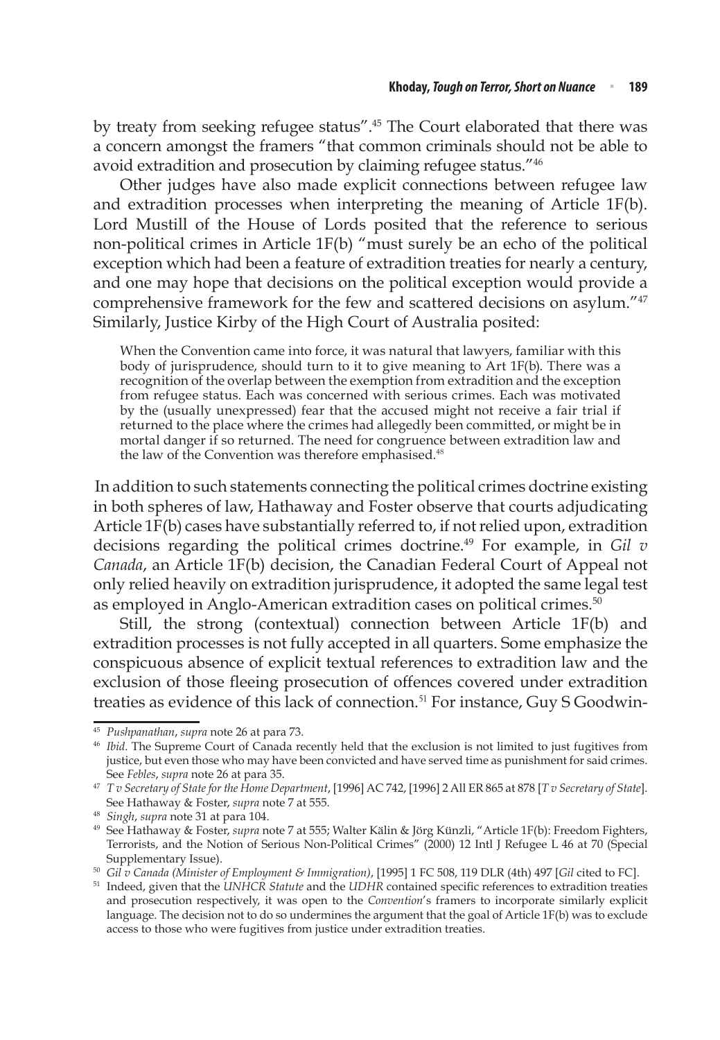by treaty from seeking refugee status".[45] The Court elaborated that there was a concern amongst the framers "that common criminals should not be able to avoid extradition and prosecution by claiming refugee status."[46]

Other judges have also made explicit connections between refugee law and extradition processes when interpreting the meaning of Article 1F(b). Lord Mustill of the House of Lords posited that the reference to serious non-political crimes in Article 1F(b) "must surely be an echo of the political exception which had been a feature of extradition treaties for nearly a century, and one may hope that decisions on the political exception would provide a comprehensive framework for the few and scattered decisions on asylum."[47] Similarly, Justice Kirby of the High Court of Australia posited:

> When the Convention came into force, it was natural that lawyers, familiar with this body of jurisprudence, should turn to it to give meaning to Art 1F(b). There was a recognition of the overlap between the exemption from extradition and the exception from refugee status. Each was concerned with serious crimes. Each was motivated by the (usually unexpressed) fear that the accused might not receive a fair trial if returned to the place where the crimes had allegedly been committed, or might be in mortal danger if so returned. The need for congruence between extradition law and the law of the Convention was therefore emphasised.[48]

In addition to such statements connecting the political crimes doctrine existing in both spheres of law, Hathaway and Foster observe that courts adjudicating Article 1F(b) cases have substantially referred to, if not relied upon, extradition decisions regarding the political crimes doctrine.[49] For example, in *Gil v Canada*, an Article 1F(b) decision, the Canadian Federal Court of Appeal not only relied heavily on extradition jurisprudence, it adopted the same legal test as employed in Anglo-American extradition cases on political crimes.[50]

Still, the strong (contextual) connection between Article 1F(b) and extradition processes is not fully accepted in all quarters. Some emphasize the conspicuous absence of explicit textual references to extradition law and the exclusion of those fleeing prosecution of offences covered under extradition treaties as evidence of this lack of connection.[51] For instance, Guy S Goodwin-

---

[45] *Pushpanathan*, *supra* note 26 at para 73.

[46] *Ibid*. The Supreme Court of Canada recently held that the exclusion is not limited to just fugitives from justice, but even those who may have been convicted and have served time as punishment for said crimes. See *Febles*, *supra* note 26 at para 35.

[47] *T v Secretary of State for the Home Department*, [1996] AC 742, [1996] 2 All ER 865 at 878 [*T v Secretary of State*]. See Hathaway & Foster, *supra* note 7 at 555.

[48] *Singh*, *supra* note 31 at para 104.

[49] See Hathaway & Foster, *supra* note 7 at 555; Walter Kälin & Jörg Künzli, "Article 1F(b): Freedom Fighters, Terrorists, and the Notion of Serious Non-Political Crimes" (2000) 12 Intl J Refugee L 46 at 70 (Special Supplementary Issue).

[50] *Gil v Canada (Minister of Employment & Immigration)*, [1995] 1 FC 508, 119 DLR (4th) 497 [*Gil* cited to FC].

[51] Indeed, given that the *UNHCR Statute* and the *UDHR* contained specific references to extradition treaties and prosecution respectively, it was open to the *Convention*'s framers to incorporate similarly explicit language. The decision not to do so undermines the argument that the goal of Article 1F(b) was to exclude access to those who were fugitives from justice under extradition treaties.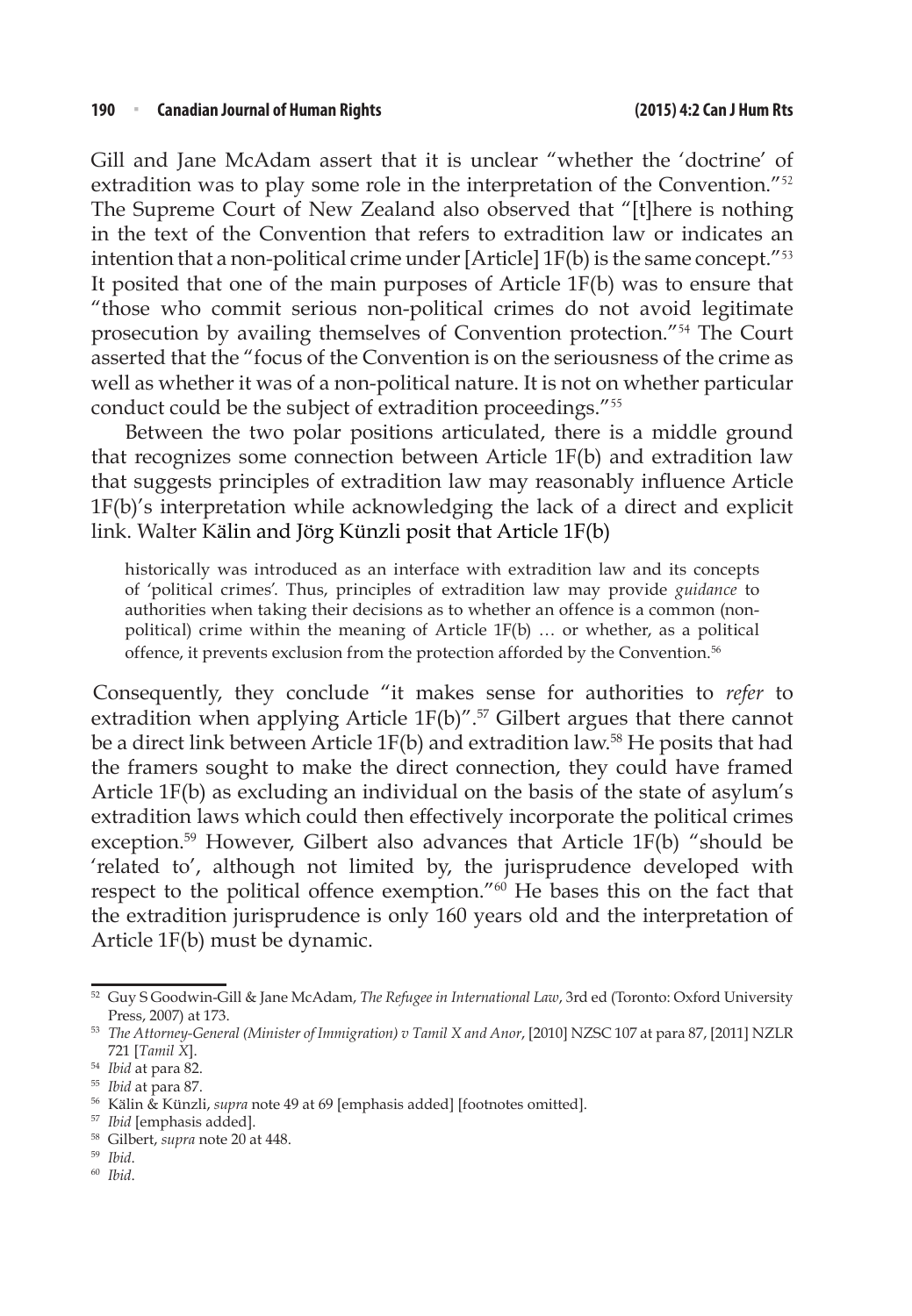Gill and Jane McAdam assert that it is unclear "whether the 'doctrine' of extradition was to play some role in the interpretation of the Convention."[52] The Supreme Court of New Zealand also observed that "[t]here is nothing in the text of the Convention that refers to extradition law or indicates an intention that a non-political crime under [Article] 1F(b) is the same concept."[53] It posited that one of the main purposes of Article 1F(b) was to ensure that "those who commit serious non-political crimes do not avoid legitimate prosecution by availing themselves of Convention protection."[54] The Court asserted that the "focus of the Convention is on the seriousness of the crime as well as whether it was of a non-political nature. It is not on whether particular conduct could be the subject of extradition proceedings."[55]

Between the two polar positions articulated, there is a middle ground that recognizes some connection between Article 1F(b) and extradition law that suggests principles of extradition law may reasonably influence Article 1F(b)'s interpretation while acknowledging the lack of a direct and explicit link. Walter Kälin and Jörg Künzli posit that Article 1F(b)

> historically was introduced as an interface with extradition law and its concepts of 'political crimes'. Thus, principles of extradition law may provide *guidance* to authorities when taking their decisions as to whether an offence is a common (non-political) crime within the meaning of Article 1F(b) … or whether, as a political offence, it prevents exclusion from the protection afforded by the Convention.[56]

Consequently, they conclude "it makes sense for authorities to *refer* to extradition when applying Article 1F(b)".[57] Gilbert argues that there cannot be a direct link between Article 1F(b) and extradition law.[58] He posits that had the framers sought to make the direct connection, they could have framed Article 1F(b) as excluding an individual on the basis of the state of asylum's extradition laws which could then effectively incorporate the political crimes exception.[59] However, Gilbert also advances that Article 1F(b) "should be 'related to', although not limited by, the jurisprudence developed with respect to the political offence exemption."[60] He bases this on the fact that the extradition jurisprudence is only 160 years old and the interpretation of Article 1F(b) must be dynamic.

---

[52] Guy S Goodwin-Gill & Jane McAdam, *The Refugee in International Law*, 3rd ed (Toronto: Oxford University Press, 2007) at 173.

[53] *The Attorney-General (Minister of Immigration) v Tamil X and Anor*, [2010] NZSC 107 at para 87, [2011] NZLR 721 [*Tamil X*].

[54] *Ibid* at para 82.

[55] *Ibid* at para 87.

[56] Kälin & Künzli, *supra* note 49 at 69 [emphasis added] [footnotes omitted].

[57] *Ibid* [emphasis added].

[58] Gilbert, *supra* note 20 at 448.

[59] *Ibid*.

[60] *Ibid*.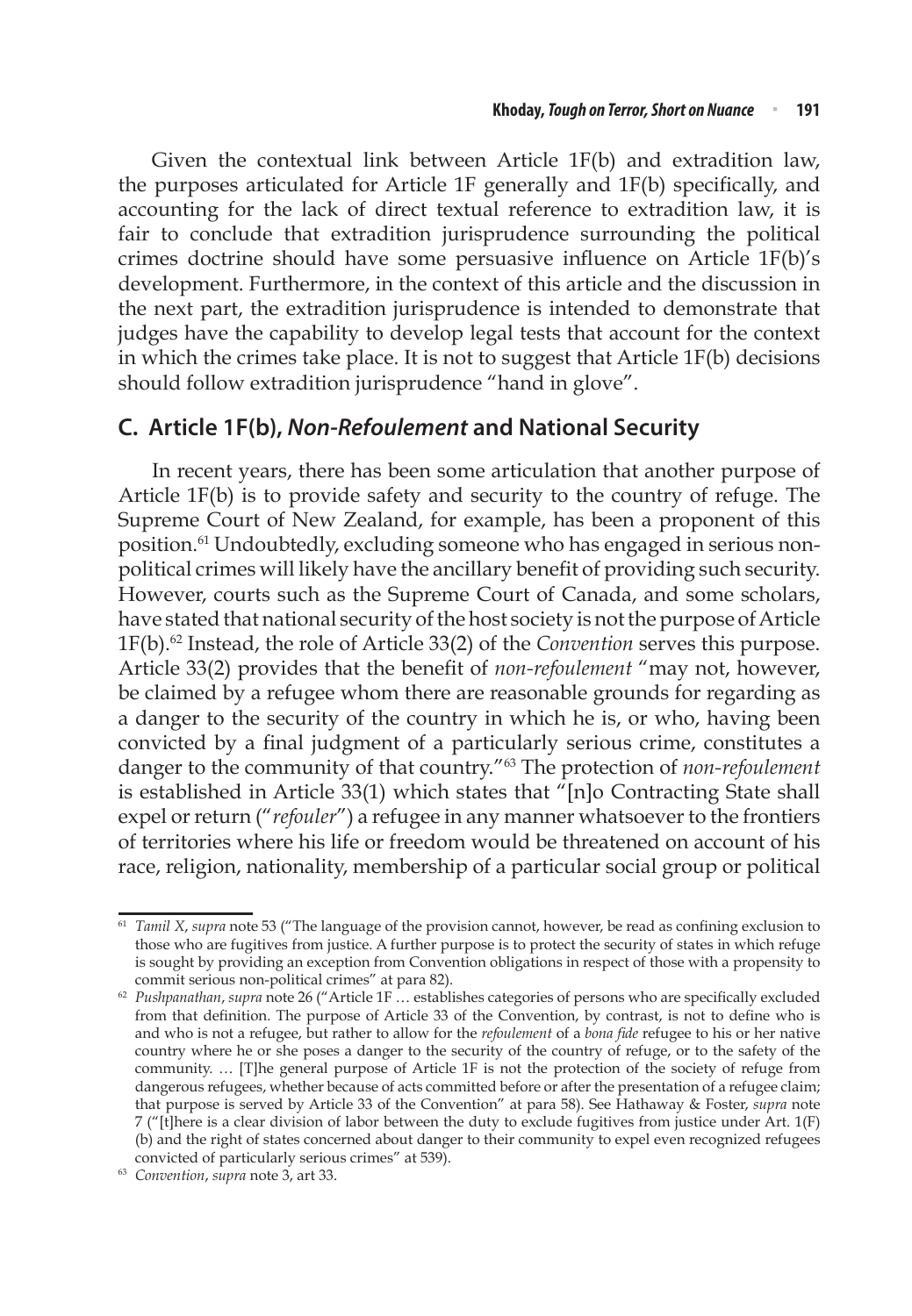Given the contextual link between Article 1F(b) and extradition law, the purposes articulated for Article 1F generally and 1F(b) specifically, and accounting for the lack of direct textual reference to extradition law, it is fair to conclude that extradition jurisprudence surrounding the political crimes doctrine should have some persuasive influence on Article 1F(b)'s development. Furthermore, in the context of this article and the discussion in the next part, the extradition jurisprudence is intended to demonstrate that judges have the capability to develop legal tests that account for the context in which the crimes take place. It is not to suggest that Article 1F(b) decisions should follow extradition jurisprudence "hand in glove".

## C. Article 1F(b), *Non-Refoulement* and National Security

In recent years, there has been some articulation that another purpose of Article 1F(b) is to provide safety and security to the country of refuge. The Supreme Court of New Zealand, for example, has been a proponent of this position.[61] Undoubtedly, excluding someone who has engaged in serious non-political crimes will likely have the ancillary benefit of providing such security. However, courts such as the Supreme Court of Canada, and some scholars, have stated that national security of the host society is not the purpose of Article 1F(b).[62] Instead, the role of Article 33(2) of the *Convention* serves this purpose. Article 33(2) provides that the benefit of *non-refoulement* "may not, however, be claimed by a refugee whom there are reasonable grounds for regarding as a danger to the security of the country in which he is, or who, having been convicted by a final judgment of a particularly serious crime, constitutes a danger to the community of that country."[63] The protection of *non-refoulement* is established in Article 33(1) which states that "[n]o Contracting State shall expel or return ("*refouler*") a refugee in any manner whatsoever to the frontiers of territories where his life or freedom would be threatened on account of his race, religion, nationality, membership of a particular social group or political

---

[61] *Tamil X*, *supra* note 53 ("The language of the provision cannot, however, be read as confining exclusion to those who are fugitives from justice. A further purpose is to protect the security of states in which refuge is sought by providing an exception from Convention obligations in respect of those with a propensity to commit serious non-political crimes" at para 82).

[62] *Pushpanathan*, *supra* note 26 ("Article 1F … establishes categories of persons who are specifically excluded from that definition. The purpose of Article 33 of the Convention, by contrast, is not to define who is and who is not a refugee, but rather to allow for the *refoulement* of a *bona fide* refugee to his or her native country where he or she poses a danger to the security of the country of refuge, or to the safety of the community. … [T]he general purpose of Article 1F is not the protection of the society of refuge from dangerous refugees, whether because of acts committed before or after the presentation of a refugee claim; that purpose is served by Article 33 of the Convention" at para 58). See Hathaway & Foster, *supra* note 7 ("[t]here is a clear division of labor between the duty to exclude fugitives from justice under Art. 1(F)(b) and the right of states concerned about danger to their community to expel even recognized refugees convicted of particularly serious crimes" at 539).

[63] *Convention*, *supra* note 3, art 33.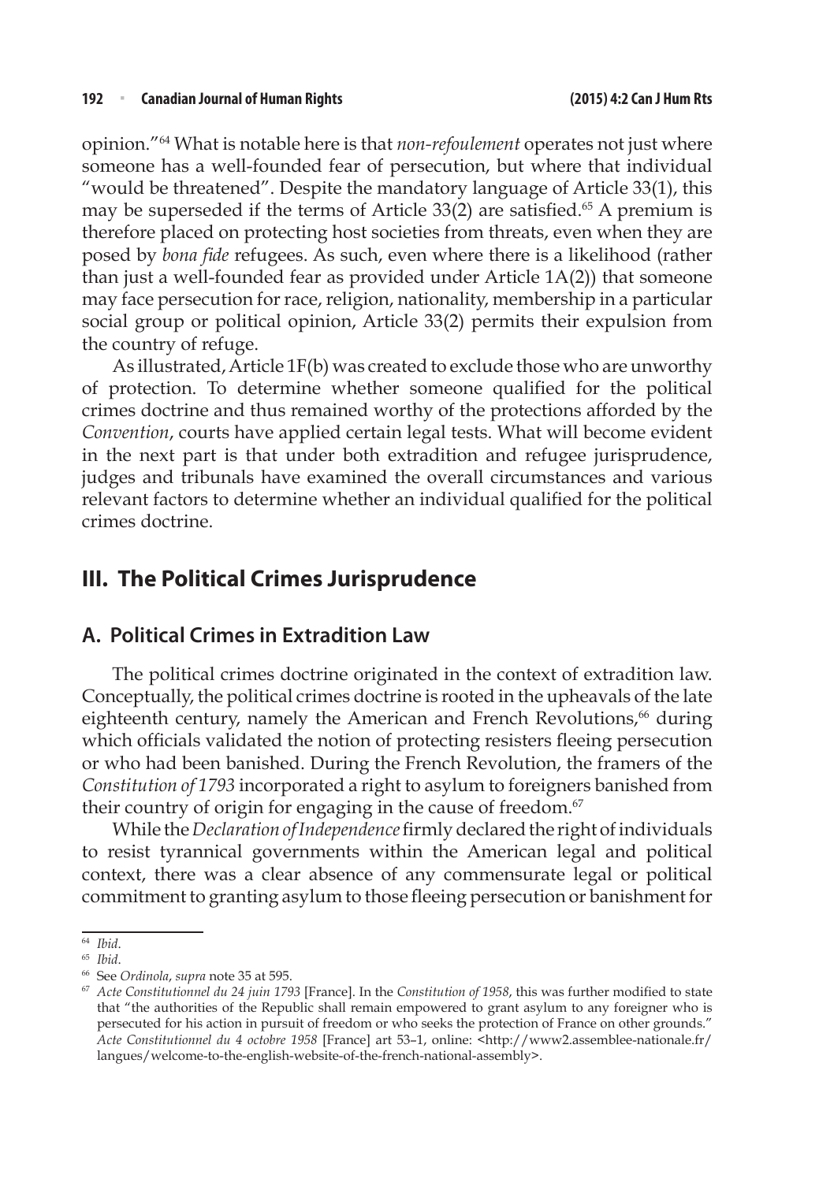opinion."[64] What is notable here is that *non-refoulement* operates not just where someone has a well-founded fear of persecution, but where that individual "would be threatened". Despite the mandatory language of Article 33(1), this may be superseded if the terms of Article 33(2) are satisfied.[65] A premium is therefore placed on protecting host societies from threats, even when they are posed by *bona fide* refugees. As such, even where there is a likelihood (rather than just a well-founded fear as provided under Article 1A(2)) that someone may face persecution for race, religion, nationality, membership in a particular social group or political opinion, Article 33(2) permits their expulsion from the country of refuge.

As illustrated, Article 1F(b) was created to exclude those who are unworthy of protection. To determine whether someone qualified for the political crimes doctrine and thus remained worthy of the protections afforded by the *Convention*, courts have applied certain legal tests. What will become evident in the next part is that under both extradition and refugee jurisprudence, judges and tribunals have examined the overall circumstances and various relevant factors to determine whether an individual qualified for the political crimes doctrine.

## III. The Political Crimes Jurisprudence

### A. Political Crimes in Extradition Law

The political crimes doctrine originated in the context of extradition law. Conceptually, the political crimes doctrine is rooted in the upheavals of the late eighteenth century, namely the American and French Revolutions,[66] during which officials validated the notion of protecting resisters fleeing persecution or who had been banished. During the French Revolution, the framers of the *Constitution of 1793* incorporated a right to asylum to foreigners banished from their country of origin for engaging in the cause of freedom.[67]

While the *Declaration of Independence* firmly declared the right of individuals to resist tyrannical governments within the American legal and political context, there was a clear absence of any commensurate legal or political commitment to granting asylum to those fleeing persecution or banishment for

---

[64] *Ibid.*

[65] *Ibid.*

[66] See *Ordinola*, *supra* note 35 at 595.

[67] *Acte Constitutionnel du 24 juin 1793* [France]. In the *Constitution of 1958*, this was further modified to state that "the authorities of the Republic shall remain empowered to grant asylum to any foreigner who is persecuted for his action in pursuit of freedom or who seeks the protection of France on other grounds." *Acte Constitutionnel du 4 octobre 1958* [France] art 53–1, online: <http://www2.assemblee-nationale.fr/langues/welcome-to-the-english-website-of-the-french-national-assembly>.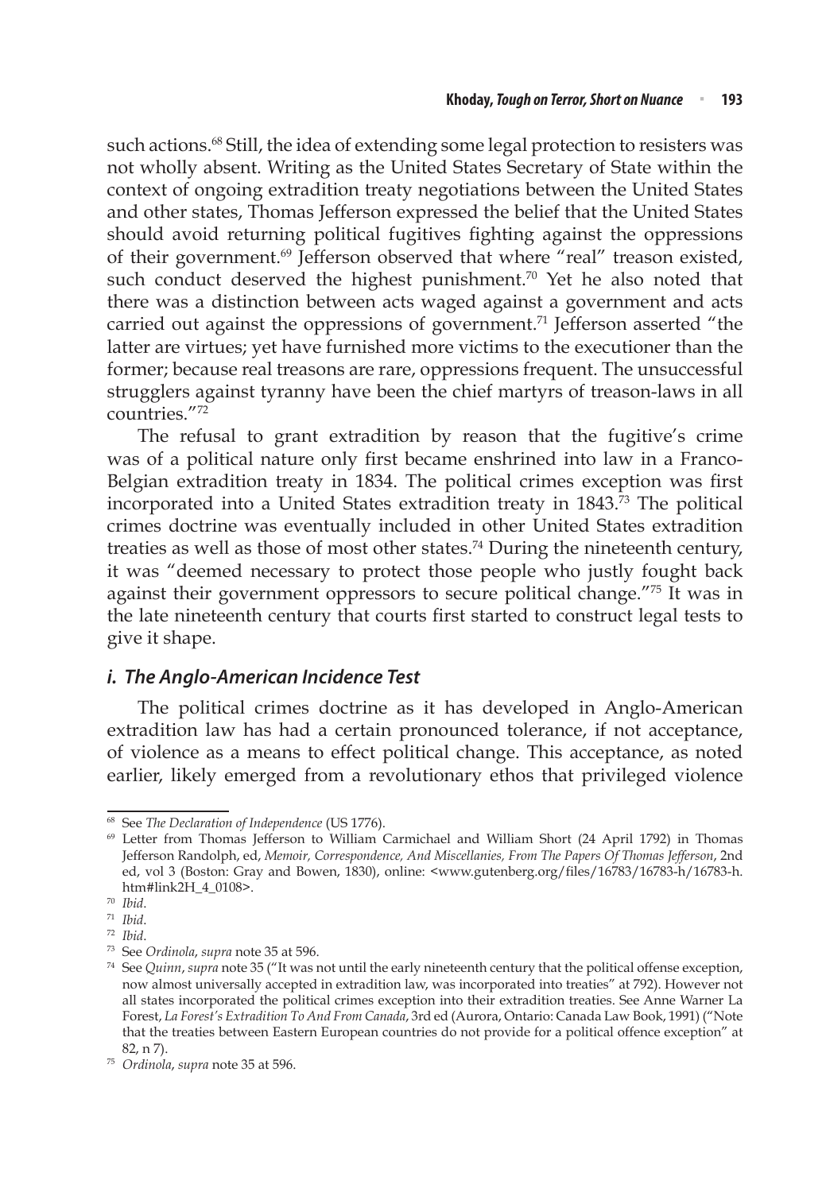such actions.[68] Still, the idea of extending some legal protection to resisters was not wholly absent. Writing as the United States Secretary of State within the context of ongoing extradition treaty negotiations between the United States and other states, Thomas Jefferson expressed the belief that the United States should avoid returning political fugitives fighting against the oppressions of their government.[69] Jefferson observed that where "real" treason existed, such conduct deserved the highest punishment.[70] Yet he also noted that there was a distinction between acts waged against a government and acts carried out against the oppressions of government.[71] Jefferson asserted "the latter are virtues; yet have furnished more victims to the executioner than the former; because real treasons are rare, oppressions frequent. The unsuccessful strugglers against tyranny have been the chief martyrs of treason-laws in all countries."[72]

The refusal to grant extradition by reason that the fugitive's crime was of a political nature only first became enshrined into law in a Franco-Belgian extradition treaty in 1834. The political crimes exception was first incorporated into a United States extradition treaty in 1843.[73] The political crimes doctrine was eventually included in other United States extradition treaties as well as those of most other states.[74] During the nineteenth century, it was "deemed necessary to protect those people who justly fought back against their government oppressors to secure political change."[75] It was in the late nineteenth century that courts first started to construct legal tests to give it shape.

### *i. The Anglo-American Incidence Test*

The political crimes doctrine as it has developed in Anglo-American extradition law has had a certain pronounced tolerance, if not acceptance, of violence as a means to effect political change. This acceptance, as noted earlier, likely emerged from a revolutionary ethos that privileged violence

---

[68] See *The Declaration of Independence* (US 1776).

[69] Letter from Thomas Jefferson to William Carmichael and William Short (24 April 1792) in Thomas Jefferson Randolph, ed, *Memoir, Correspondence, And Miscellanies, From The Papers Of Thomas Jefferson*, 2nd ed, vol 3 (Boston: Gray and Bowen, 1830), online: <www.gutenberg.org/files/16783/16783-h/16783-h.htm#link2H_4_0108>.

[70] *Ibid*.

[71] *Ibid*.

[72] *Ibid*.

[73] See *Ordinola*, *supra* note 35 at 596.

[74] See *Quinn*, *supra* note 35 ("It was not until the early nineteenth century that the political offense exception, now almost universally accepted in extradition law, was incorporated into treaties" at 792). However not all states incorporated the political crimes exception into their extradition treaties. See Anne Warner La Forest, *La Forest's Extradition To And From Canada*, 3rd ed (Aurora, Ontario: Canada Law Book, 1991) ("Note that the treaties between Eastern European countries do not provide for a political offence exception" at 82, n 7).

[75] *Ordinola*, *supra* note 35 at 596.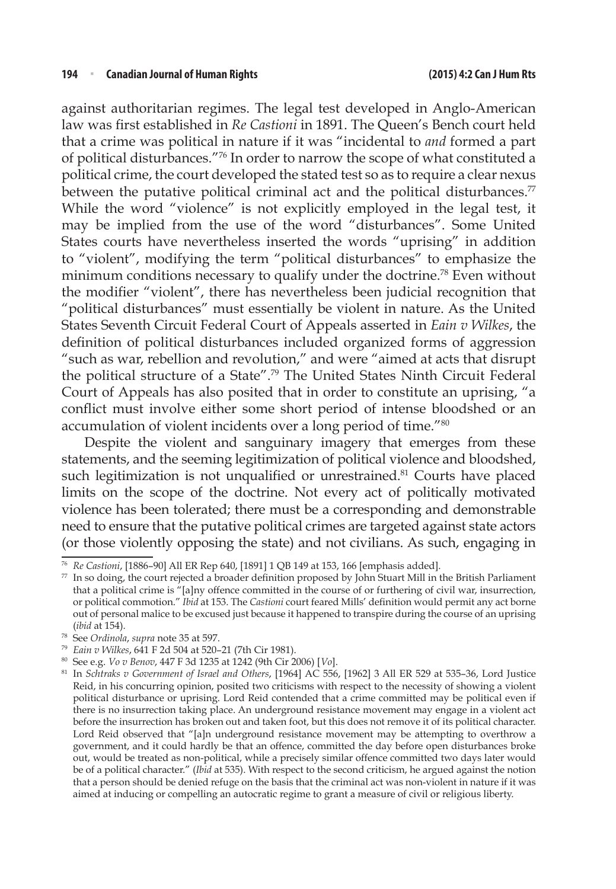against authoritarian regimes. The legal test developed in Anglo-American law was first established in *Re Castioni* in 1891. The Queen's Bench court held that a crime was political in nature if it was "incidental to *and* formed a part of political disturbances."[76] In order to narrow the scope of what constituted a political crime, the court developed the stated test so as to require a clear nexus between the putative political criminal act and the political disturbances.[77] While the word "violence" is not explicitly employed in the legal test, it may be implied from the use of the word "disturbances". Some United States courts have nevertheless inserted the words "uprising" in addition to "violent", modifying the term "political disturbances" to emphasize the minimum conditions necessary to qualify under the doctrine.[78] Even without the modifier "violent", there has nevertheless been judicial recognition that "political disturbances" must essentially be violent in nature. As the United States Seventh Circuit Federal Court of Appeals asserted in *Eain v Wilkes*, the definition of political disturbances included organized forms of aggression "such as war, rebellion and revolution," and were "aimed at acts that disrupt the political structure of a State".[79] The United States Ninth Circuit Federal Court of Appeals has also posited that in order to constitute an uprising, "a conflict must involve either some short period of intense bloodshed or an accumulation of violent incidents over a long period of time."[80]

Despite the violent and sanguinary imagery that emerges from these statements, and the seeming legitimization of political violence and bloodshed, such legitimization is not unqualified or unrestrained.[81] Courts have placed limits on the scope of the doctrine. Not every act of politically motivated violence has been tolerated; there must be a corresponding and demonstrable need to ensure that the putative political crimes are targeted against state actors (or those violently opposing the state) and not civilians. As such, engaging in

---

[76] *Re Castioni*, [1886–90] All ER Rep 640, [1891] 1 QB 149 at 153, 166 [emphasis added].

[77] In so doing, the court rejected a broader definition proposed by John Stuart Mill in the British Parliament that a political crime is "[a]ny offence committed in the course of or furthering of civil war, insurrection, or political commotion." *Ibid* at 153. The *Castioni* court feared Mills' definition would permit any act borne out of personal malice to be excused just because it happened to transpire during the course of an uprising (*ibid* at 154).

[78] See *Ordinola*, *supra* note 35 at 597.

[79] *Eain v Wilkes*, 641 F 2d 504 at 520–21 (7th Cir 1981).

[80] See e.g. *Vo v Benov*, 447 F 3d 1235 at 1242 (9th Cir 2006) [*Vo*].

[81] In *Schtraks v Government of Israel and Others*, [1964] AC 556, [1962] 3 All ER 529 at 535–36, Lord Justice Reid, in his concurring opinion, posited two criticisms with respect to the necessity of showing a violent political disturbance or uprising. Lord Reid contended that a crime committed may be political even if there is no insurrection taking place. An underground resistance movement may engage in a violent act before the insurrection has broken out and taken foot, but this does not remove it of its political character. Lord Reid observed that "[a]n underground resistance movement may be attempting to overthrow a government, and it could hardly be that an offence, committed the day before open disturbances broke out, would be treated as non-political, while a precisely similar offence committed two days later would be of a political character." (*Ibid* at 535). With respect to the second criticism, he argued against the notion that a person should be denied refuge on the basis that the criminal act was non-violent in nature if it was aimed at inducing or compelling an autocratic regime to grant a measure of civil or religious liberty.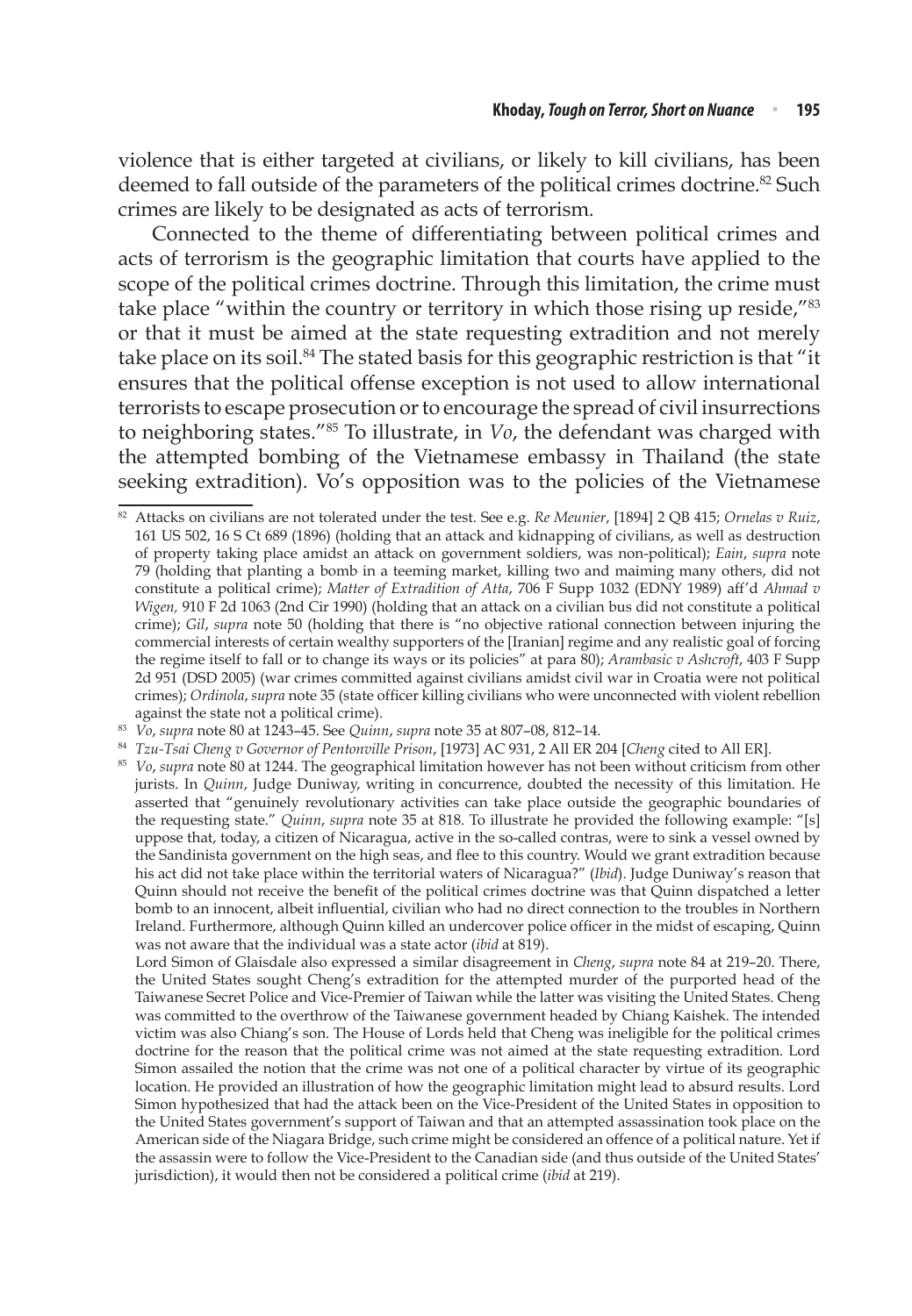violence that is either targeted at civilians, or likely to kill civilians, has been deemed to fall outside of the parameters of the political crimes doctrine.[82] Such crimes are likely to be designated as acts of terrorism.

Connected to the theme of differentiating between political crimes and acts of terrorism is the geographic limitation that courts have applied to the scope of the political crimes doctrine. Through this limitation, the crime must take place "within the country or territory in which those rising up reside,"[83] or that it must be aimed at the state requesting extradition and not merely take place on its soil.[84] The stated basis for this geographic restriction is that "it ensures that the political offense exception is not used to allow international terrorists to escape prosecution or to encourage the spread of civil insurrections to neighboring states."[85] To illustrate, in *Vo*, the defendant was charged with the attempted bombing of the Vietnamese embassy in Thailand (the state seeking extradition). Vo's opposition was to the policies of the Vietnamese

---

[82] Attacks on civilians are not tolerated under the test. See e.g. *Re Meunier*, [1894] 2 QB 415; *Ornelas v Ruiz*, 161 US 502, 16 S Ct 689 (1896) (holding that an attack and kidnapping of civilians, as well as destruction of property taking place amidst an attack on government soldiers, was non-political); *Eain*, *supra* note 79 (holding that planting a bomb in a teeming market, killing two and maiming many others, did not constitute a political crime); *Matter of Extradition of Atta*, 706 F Supp 1032 (EDNY 1989) aff'd *Ahmad v Wigen,* 910 F 2d 1063 (2nd Cir 1990) (holding that an attack on a civilian bus did not constitute a political crime); *Gil*, *supra* note 50 (holding that there is "no objective rational connection between injuring the commercial interests of certain wealthy supporters of the [Iranian] regime and any realistic goal of forcing the regime itself to fall or to change its ways or its policies" at para 80); *Arambasic v Ashcroft*, 403 F Supp 2d 951 (DSD 2005) (war crimes committed against civilians amidst civil war in Croatia were not political crimes); *Ordinola*, *supra* note 35 (state officer killing civilians who were unconnected with violent rebellion against the state not a political crime).

[83] *Vo*, *supra* note 80 at 1243–45. See *Quinn*, *supra* note 35 at 807–08, 812–14.

[84] *Tzu-Tsai Cheng v Governor of Pentonville Prison*, [1973] AC 931, 2 All ER 204 [*Cheng* cited to All ER].

[85] *Vo*, *supra* note 80 at 1244. The geographical limitation however has not been without criticism from other jurists. In *Quinn*, Judge Duniway, writing in concurrence, doubted the necessity of this limitation. He asserted that "genuinely revolutionary activities can take place outside the geographic boundaries of the requesting state." *Quinn*, *supra* note 35 at 818. To illustrate he provided the following example: "[s]uppose that, today, a citizen of Nicaragua, active in the so-called contras, were to sink a vessel owned by the Sandinista government on the high seas, and flee to this country. Would we grant extradition because his act did not take place within the territorial waters of Nicaragua?" (*Ibid*). Judge Duniway's reason that Quinn should not receive the benefit of the political crimes doctrine was that Quinn dispatched a letter bomb to an innocent, albeit influential, civilian who had no direct connection to the troubles in Northern Ireland. Furthermore, although Quinn killed an undercover police officer in the midst of escaping, Quinn was not aware that the individual was a state actor (*ibid* at 819).

Lord Simon of Glaisdale also expressed a similar disagreement in *Cheng*, *supra* note 84 at 219–20. There, the United States sought Cheng's extradition for the attempted murder of the purported head of the Taiwanese Secret Police and Vice-Premier of Taiwan while the latter was visiting the United States. Cheng was committed to the overthrow of the Taiwanese government headed by Chiang Kaishek. The intended victim was also Chiang's son. The House of Lords held that Cheng was ineligible for the political crimes doctrine for the reason that the political crime was not aimed at the state requesting extradition. Lord Simon assailed the notion that the crime was not one of a political character by virtue of its geographic location. He provided an illustration of how the geographic limitation might lead to absurd results. Lord Simon hypothesized that had the attack been on the Vice-President of the United States in opposition to the United States government's support of Taiwan and that an attempted assassination took place on the American side of the Niagara Bridge, such crime might be considered an offence of a political nature. Yet if the assassin were to follow the Vice-President to the Canadian side (and thus outside of the United States' jurisdiction), it would then not be considered a political crime (*ibid* at 219).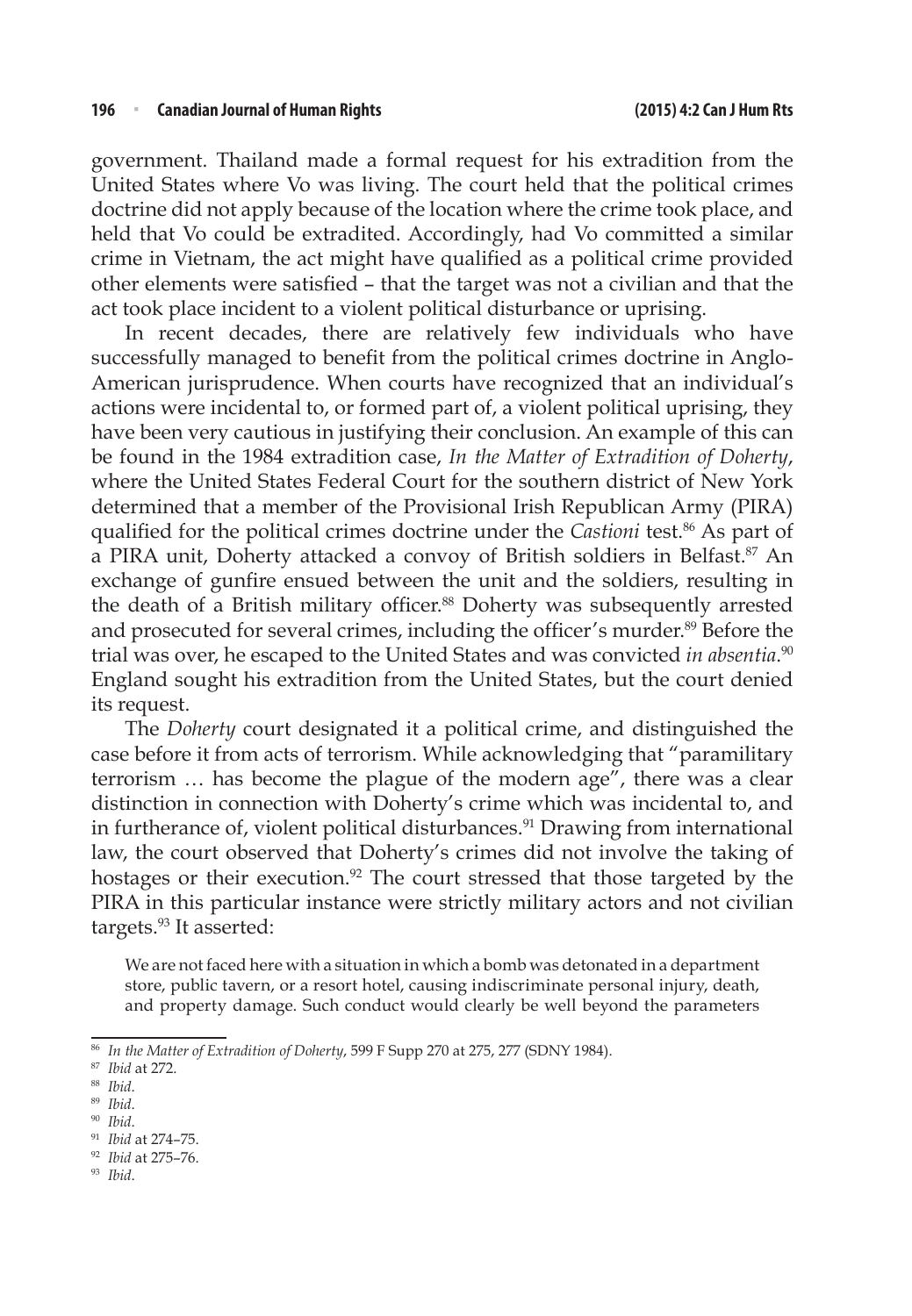government. Thailand made a formal request for his extradition from the United States where Vo was living. The court held that the political crimes doctrine did not apply because of the location where the crime took place, and held that Vo could be extradited. Accordingly, had Vo committed a similar crime in Vietnam, the act might have qualified as a political crime provided other elements were satisfied – that the target was not a civilian and that the act took place incident to a violent political disturbance or uprising.

In recent decades, there are relatively few individuals who have successfully managed to benefit from the political crimes doctrine in Anglo-American jurisprudence. When courts have recognized that an individual's actions were incidental to, or formed part of, a violent political uprising, they have been very cautious in justifying their conclusion. An example of this can be found in the 1984 extradition case, *In the Matter of Extradition of Doherty*, where the United States Federal Court for the southern district of New York determined that a member of the Provisional Irish Republican Army (PIRA) qualified for the political crimes doctrine under the *Castioni* test.[86] As part of a PIRA unit, Doherty attacked a convoy of British soldiers in Belfast.[87] An exchange of gunfire ensued between the unit and the soldiers, resulting in the death of a British military officer.[88] Doherty was subsequently arrested and prosecuted for several crimes, including the officer's murder.[89] Before the trial was over, he escaped to the United States and was convicted *in absentia*.[90] England sought his extradition from the United States, but the court denied its request.

The *Doherty* court designated it a political crime, and distinguished the case before it from acts of terrorism. While acknowledging that "paramilitary terrorism … has become the plague of the modern age", there was a clear distinction in connection with Doherty's crime which was incidental to, and in furtherance of, violent political disturbances.[91] Drawing from international law, the court observed that Doherty's crimes did not involve the taking of hostages or their execution.[92] The court stressed that those targeted by the PIRA in this particular instance were strictly military actors and not civilian targets.[93] It asserted:

> We are not faced here with a situation in which a bomb was detonated in a department store, public tavern, or a resort hotel, causing indiscriminate personal injury, death, and property damage. Such conduct would clearly be well beyond the parameters

---

[86] *In the Matter of Extradition of Doherty*, 599 F Supp 270 at 275, 277 (SDNY 1984).

[87] *Ibid* at 272.

[88] *Ibid*.

[89] *Ibid*.

[90] *Ibid*.

[91] *Ibid* at 274–75.

[92] *Ibid* at 275–76.

[93] *Ibid*.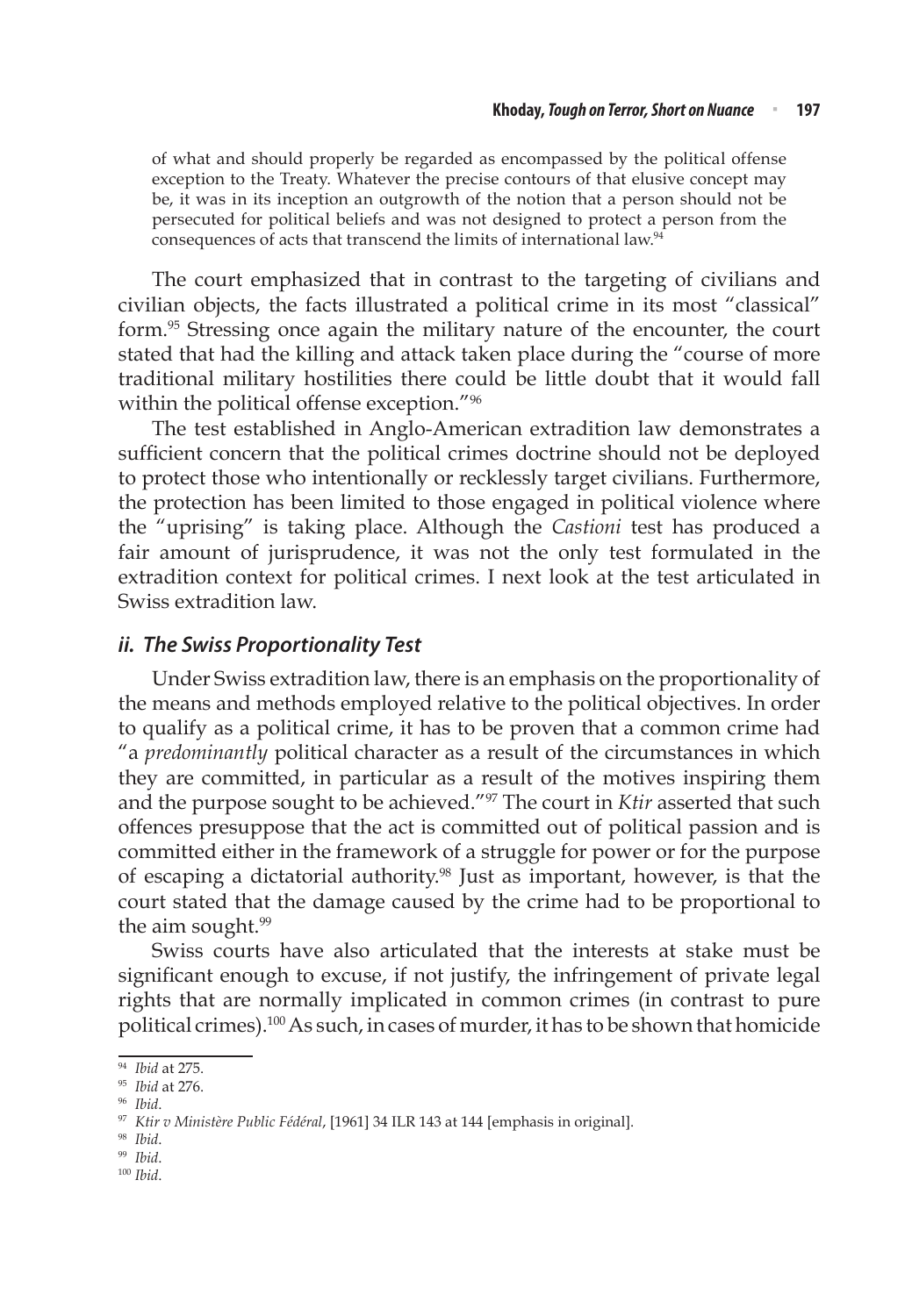of what and should properly be regarded as encompassed by the political offense exception to the Treaty. Whatever the precise contours of that elusive concept may be, it was in its inception an outgrowth of the notion that a person should not be persecuted for political beliefs and was not designed to protect a person from the consequences of acts that transcend the limits of international law.[94]

The court emphasized that in contrast to the targeting of civilians and civilian objects, the facts illustrated a political crime in its most "classical" form.[95] Stressing once again the military nature of the encounter, the court stated that had the killing and attack taken place during the "course of more traditional military hostilities there could be little doubt that it would fall within the political offense exception."[96]

The test established in Anglo-American extradition law demonstrates a sufficient concern that the political crimes doctrine should not be deployed to protect those who intentionally or recklessly target civilians. Furthermore, the protection has been limited to those engaged in political violence where the "uprising" is taking place. Although the *Castioni* test has produced a fair amount of jurisprudence, it was not the only test formulated in the extradition context for political crimes. I next look at the test articulated in Swiss extradition law.

### *ii. The Swiss Proportionality Test*

Under Swiss extradition law, there is an emphasis on the proportionality of the means and methods employed relative to the political objectives. In order to qualify as a political crime, it has to be proven that a common crime had "a *predominantly* political character as a result of the circumstances in which they are committed, in particular as a result of the motives inspiring them and the purpose sought to be achieved."[97] The court in *Ktir* asserted that such offences presuppose that the act is committed out of political passion and is committed either in the framework of a struggle for power or for the purpose of escaping a dictatorial authority.[98] Just as important, however, is that the court stated that the damage caused by the crime had to be proportional to the aim sought.[99]

Swiss courts have also articulated that the interests at stake must be significant enough to excuse, if not justify, the infringement of private legal rights that are normally implicated in common crimes (in contrast to pure political crimes).[100] As such, in cases of murder, it has to be shown that homicide

---

[94] *Ibid* at 275.

[95] *Ibid* at 276.

[96] *Ibid*.

[97] *Ktir v Ministère Public Fédéral*, [1961] 34 ILR 143 at 144 [emphasis in original].

[98] *Ibid*.

[99] *Ibid*.

[100] *Ibid*.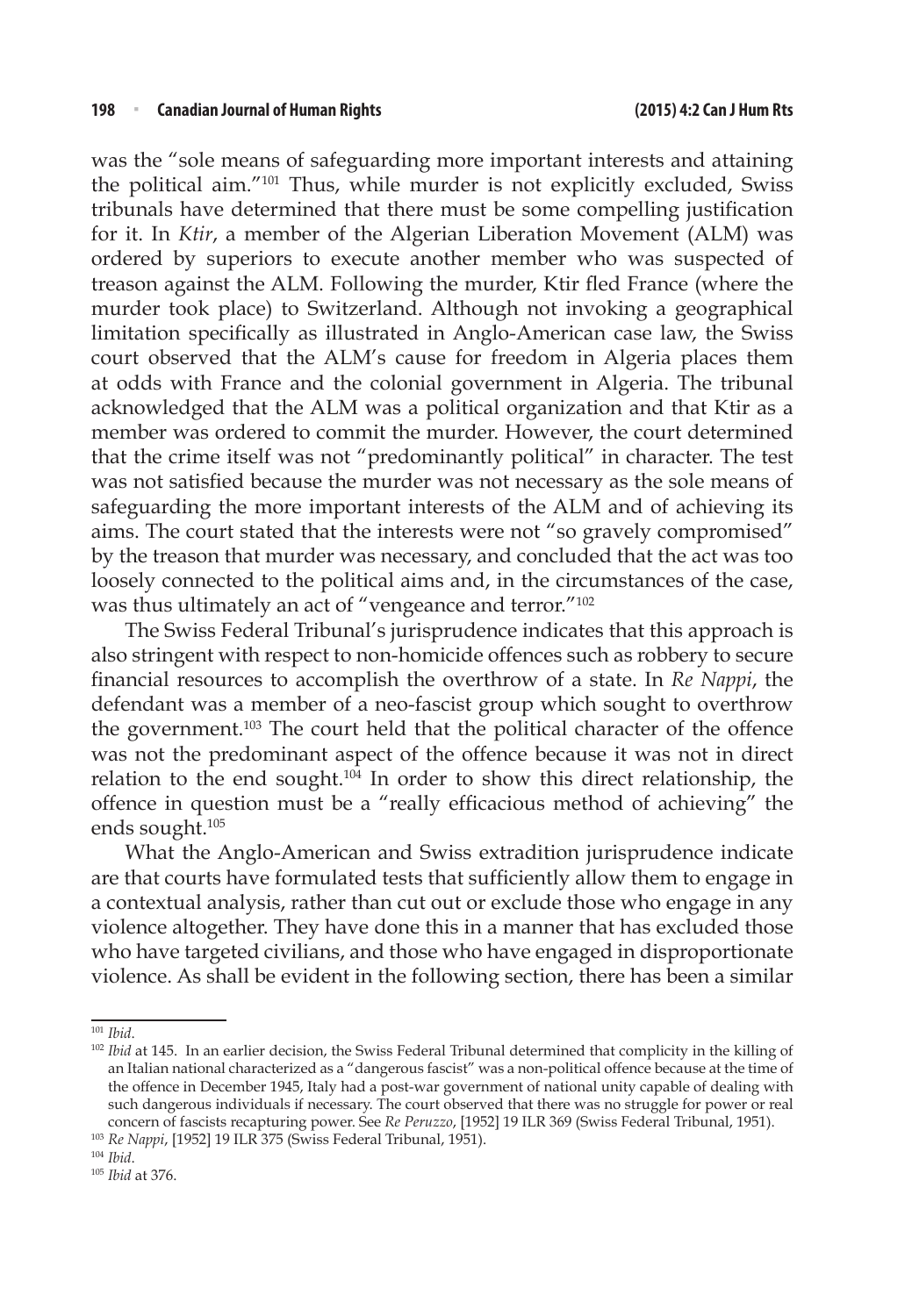was the "sole means of safeguarding more important interests and attaining the political aim."[101] Thus, while murder is not explicitly excluded, Swiss tribunals have determined that there must be some compelling justification for it. In *Ktir*, a member of the Algerian Liberation Movement (ALM) was ordered by superiors to execute another member who was suspected of treason against the ALM. Following the murder, Ktir fled France (where the murder took place) to Switzerland. Although not invoking a geographical limitation specifically as illustrated in Anglo-American case law, the Swiss court observed that the ALM's cause for freedom in Algeria places them at odds with France and the colonial government in Algeria. The tribunal acknowledged that the ALM was a political organization and that Ktir as a member was ordered to commit the murder. However, the court determined that the crime itself was not "predominantly political" in character. The test was not satisfied because the murder was not necessary as the sole means of safeguarding the more important interests of the ALM and of achieving its aims. The court stated that the interests were not "so gravely compromised" by the treason that murder was necessary, and concluded that the act was too loosely connected to the political aims and, in the circumstances of the case, was thus ultimately an act of "vengeance and terror."[102]

The Swiss Federal Tribunal's jurisprudence indicates that this approach is also stringent with respect to non-homicide offences such as robbery to secure financial resources to accomplish the overthrow of a state. In *Re Nappi*, the defendant was a member of a neo-fascist group which sought to overthrow the government.[103] The court held that the political character of the offence was not the predominant aspect of the offence because it was not in direct relation to the end sought.[104] In order to show this direct relationship, the offence in question must be a "really efficacious method of achieving" the ends sought.[105]

What the Anglo-American and Swiss extradition jurisprudence indicate are that courts have formulated tests that sufficiently allow them to engage in a contextual analysis, rather than cut out or exclude those who engage in any violence altogether. They have done this in a manner that has excluded those who have targeted civilians, and those who have engaged in disproportionate violence. As shall be evident in the following section, there has been a similar

---

[101] *Ibid*.

[102] *Ibid* at 145. In an earlier decision, the Swiss Federal Tribunal determined that complicity in the killing of an Italian national characterized as a "dangerous fascist" was a non-political offence because at the time of the offence in December 1945, Italy had a post-war government of national unity capable of dealing with such dangerous individuals if necessary. The court observed that there was no struggle for power or real concern of fascists recapturing power. See *Re Peruzzo*, [1952] 19 ILR 369 (Swiss Federal Tribunal, 1951).

[103] *Re Nappi*, [1952] 19 ILR 375 (Swiss Federal Tribunal, 1951).

[104] *Ibid*.

[105] *Ibid* at 376.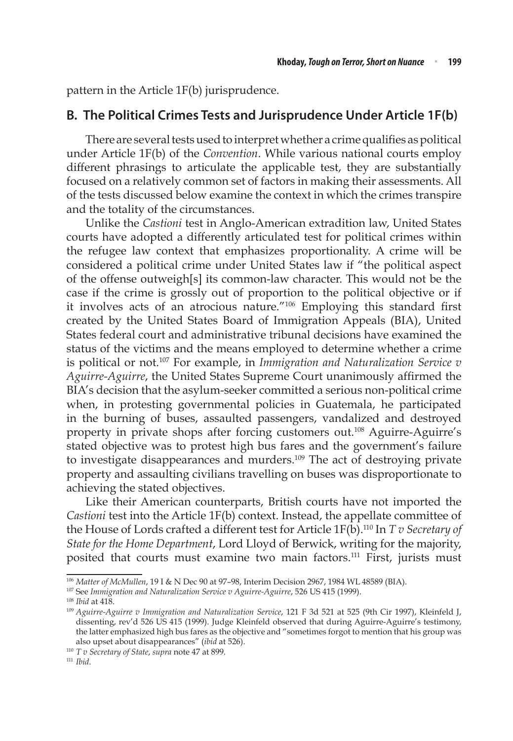pattern in the Article 1F(b) jurisprudence.

## B. The Political Crimes Tests and Jurisprudence Under Article 1F(b)

There are several tests used to interpret whether a crime qualifies as political under Article 1F(b) of the *Convention*. While various national courts employ different phrasings to articulate the applicable test, they are substantially focused on a relatively common set of factors in making their assessments. All of the tests discussed below examine the context in which the crimes transpire and the totality of the circumstances.

Unlike the *Castioni* test in Anglo-American extradition law, United States courts have adopted a differently articulated test for political crimes within the refugee law context that emphasizes proportionality. A crime will be considered a political crime under United States law if "the political aspect of the offense outweigh[s] its common-law character. This would not be the case if the crime is grossly out of proportion to the political objective or if it involves acts of an atrocious nature."[106] Employing this standard first created by the United States Board of Immigration Appeals (BIA), United States federal court and administrative tribunal decisions have examined the status of the victims and the means employed to determine whether a crime is political or not.[107] For example, in *Immigration and Naturalization Service v Aguirre-Aguirre*, the United States Supreme Court unanimously affirmed the BIA's decision that the asylum-seeker committed a serious non-political crime when, in protesting governmental policies in Guatemala, he participated in the burning of buses, assaulted passengers, vandalized and destroyed property in private shops after forcing customers out.[108] Aguirre-Aguirre's stated objective was to protest high bus fares and the government's failure to investigate disappearances and murders.[109] The act of destroying private property and assaulting civilians travelling on buses was disproportionate to achieving the stated objectives.

Like their American counterparts, British courts have not imported the *Castioni* test into the Article 1F(b) context. Instead, the appellate committee of the House of Lords crafted a different test for Article 1F(b).[110] In *T v Secretary of State for the Home Department*, Lord Lloyd of Berwick, writing for the majority, posited that courts must examine two main factors.[111] First, jurists must

---

[106] *Matter of McMullen*, 19 I & N Dec 90 at 97–98, Interim Decision 2967, 1984 WL 48589 (BIA).

[107] See *Immigration and Naturalization Service v Aguirre-Aguirre*, 526 US 415 (1999).

[108] *Ibid* at 418.

[109] *Aguirre-Aguirre v Immigration and Naturalization Service*, 121 F 3d 521 at 525 (9th Cir 1997), Kleinfeld J, dissenting, rev'd 526 US 415 (1999). Judge Kleinfeld observed that during Aguirre-Aguirre's testimony, the latter emphasized high bus fares as the objective and "sometimes forgot to mention that his group was also upset about disappearances" (*ibid* at 526).

[110] *T v Secretary of State*, *supra* note 47 at 899.

[111] *Ibid*.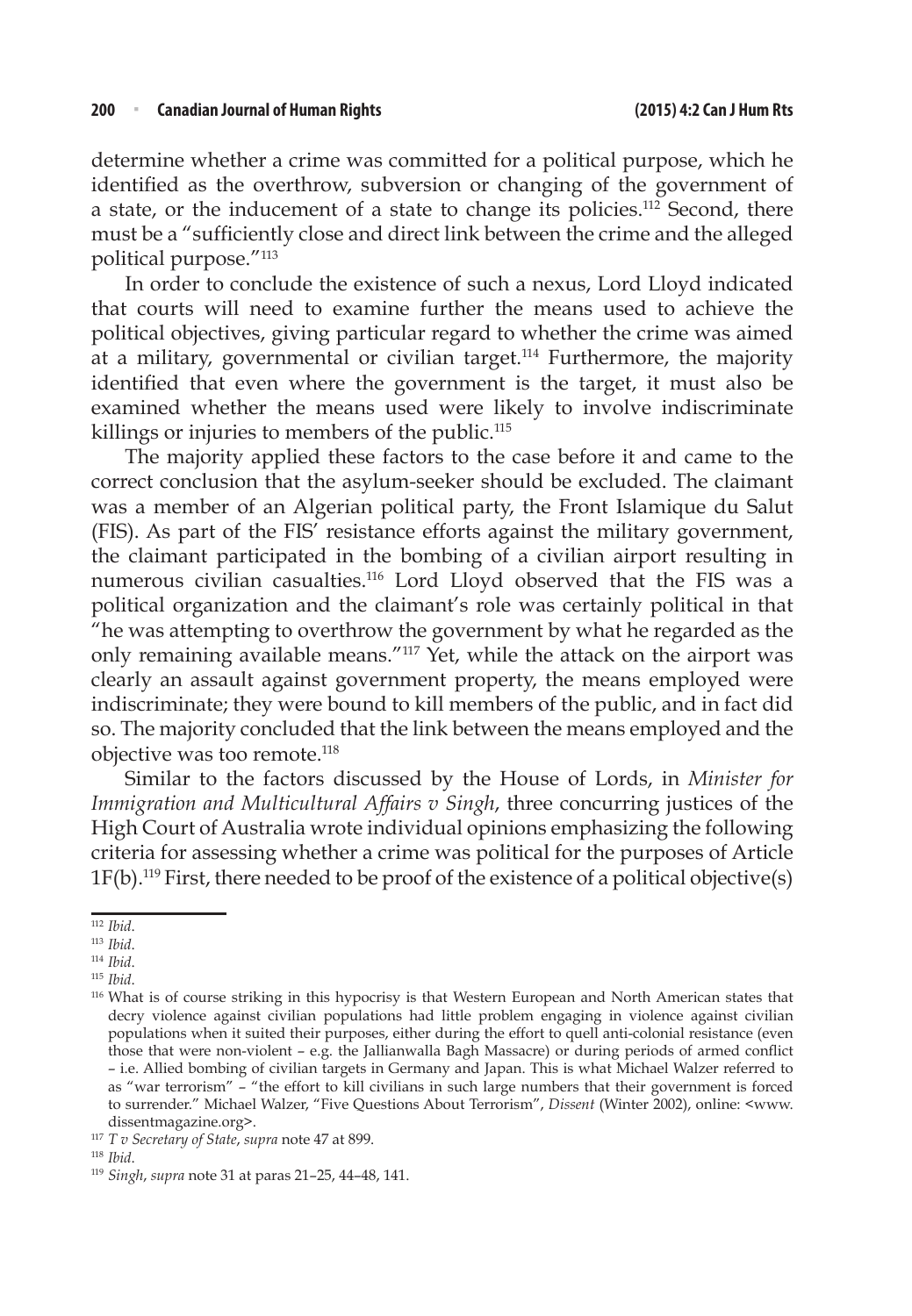determine whether a crime was committed for a political purpose, which he identified as the overthrow, subversion or changing of the government of a state, or the inducement of a state to change its policies.[112] Second, there must be a "sufficiently close and direct link between the crime and the alleged political purpose."[113]

In order to conclude the existence of such a nexus, Lord Lloyd indicated that courts will need to examine further the means used to achieve the political objectives, giving particular regard to whether the crime was aimed at a military, governmental or civilian target.[114] Furthermore, the majority identified that even where the government is the target, it must also be examined whether the means used were likely to involve indiscriminate killings or injuries to members of the public.[115]

The majority applied these factors to the case before it and came to the correct conclusion that the asylum-seeker should be excluded. The claimant was a member of an Algerian political party, the Front Islamique du Salut (FIS). As part of the FIS' resistance efforts against the military government, the claimant participated in the bombing of a civilian airport resulting in numerous civilian casualties.[116] Lord Lloyd observed that the FIS was a political organization and the claimant's role was certainly political in that "he was attempting to overthrow the government by what he regarded as the only remaining available means."[117] Yet, while the attack on the airport was clearly an assault against government property, the means employed were indiscriminate; they were bound to kill members of the public, and in fact did so. The majority concluded that the link between the means employed and the objective was too remote.[118]

Similar to the factors discussed by the House of Lords, in *Minister for Immigration and Multicultural Affairs v Singh*, three concurring justices of the High Court of Australia wrote individual opinions emphasizing the following criteria for assessing whether a crime was political for the purposes of Article 1F(b).[119] First, there needed to be proof of the existence of a political objective(s)

---

[112] *Ibid*.

[113] *Ibid*.

[114] *Ibid*.

[115] *Ibid*.

[116] What is of course striking in this hypocrisy is that Western European and North American states that decry violence against civilian populations had little problem engaging in violence against civilian populations when it suited their purposes, either during the effort to quell anti-colonial resistance (even those that were non-violent – e.g. the Jallianwalla Bagh Massacre) or during periods of armed conflict – i.e. Allied bombing of civilian targets in Germany and Japan. This is what Michael Walzer referred to as "war terrorism" – "the effort to kill civilians in such large numbers that their government is forced to surrender." Michael Walzer, "Five Questions About Terrorism", *Dissent* (Winter 2002), online: <www.dissentmagazine.org>.

[117] *T v Secretary of State*, *supra* note 47 at 899.

[118] *Ibid*.

[119] *Singh*, *supra* note 31 at paras 21–25, 44–48, 141.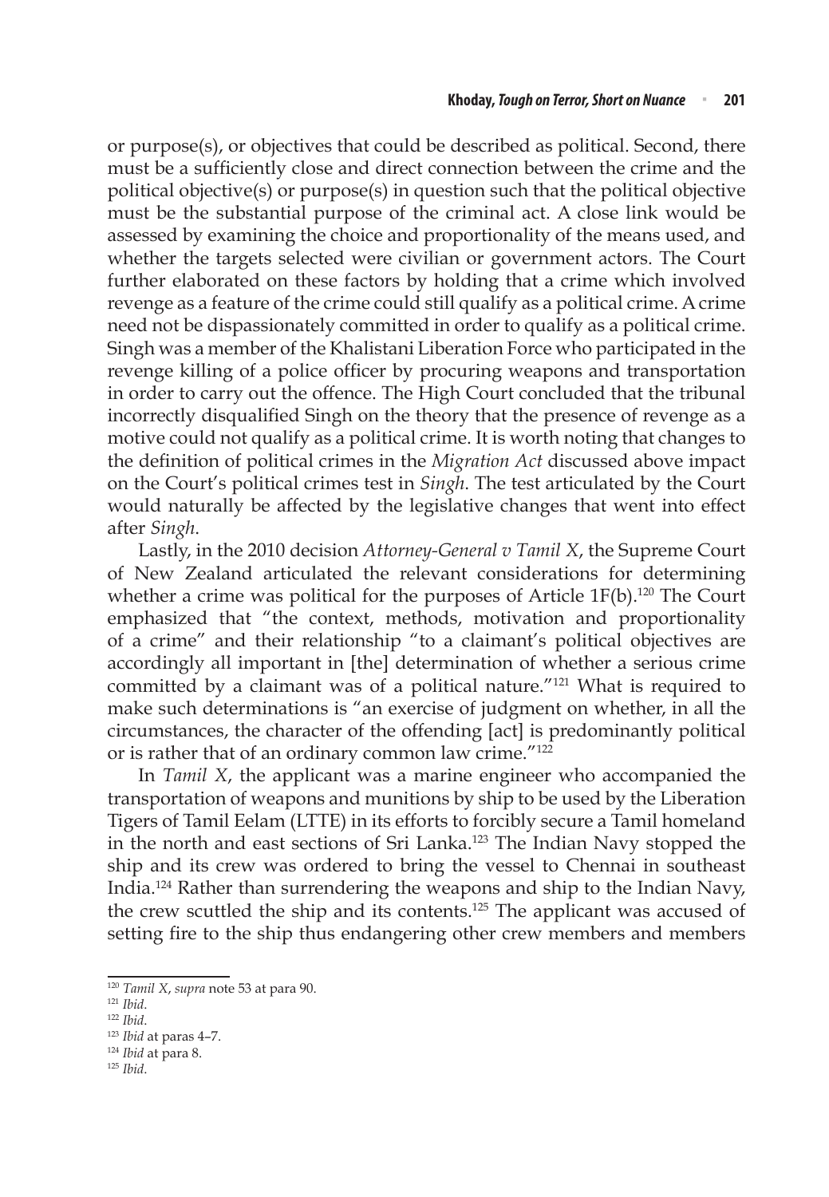or purpose(s), or objectives that could be described as political. Second, there must be a sufficiently close and direct connection between the crime and the political objective(s) or purpose(s) in question such that the political objective must be the substantial purpose of the criminal act. A close link would be assessed by examining the choice and proportionality of the means used, and whether the targets selected were civilian or government actors. The Court further elaborated on these factors by holding that a crime which involved revenge as a feature of the crime could still qualify as a political crime. A crime need not be dispassionately committed in order to qualify as a political crime. Singh was a member of the Khalistani Liberation Force who participated in the revenge killing of a police officer by procuring weapons and transportation in order to carry out the offence. The High Court concluded that the tribunal incorrectly disqualified Singh on the theory that the presence of revenge as a motive could not qualify as a political crime. It is worth noting that changes to the definition of political crimes in the *Migration Act* discussed above impact on the Court's political crimes test in *Singh*. The test articulated by the Court would naturally be affected by the legislative changes that went into effect after *Singh*.

Lastly, in the 2010 decision *Attorney-General v Tamil X*, the Supreme Court of New Zealand articulated the relevant considerations for determining whether a crime was political for the purposes of Article 1F(b).[120] The Court emphasized that "the context, methods, motivation and proportionality of a crime" and their relationship "to a claimant's political objectives are accordingly all important in [the] determination of whether a serious crime committed by a claimant was of a political nature."[121] What is required to make such determinations is "an exercise of judgment on whether, in all the circumstances, the character of the offending [act] is predominantly political or is rather that of an ordinary common law crime."[122]

In *Tamil X*, the applicant was a marine engineer who accompanied the transportation of weapons and munitions by ship to be used by the Liberation Tigers of Tamil Eelam (LTTE) in its efforts to forcibly secure a Tamil homeland in the north and east sections of Sri Lanka.[123] The Indian Navy stopped the ship and its crew was ordered to bring the vessel to Chennai in southeast India.[124] Rather than surrendering the weapons and ship to the Indian Navy, the crew scuttled the ship and its contents.[125] The applicant was accused of setting fire to the ship thus endangering other crew members and members

[120] *Tamil X*, *supra* note 53 at para 90.
[121] *Ibid*.
[122] *Ibid*.
[123] *Ibid* at paras 4–7.
[124] *Ibid* at para 8.
[125] *Ibid*.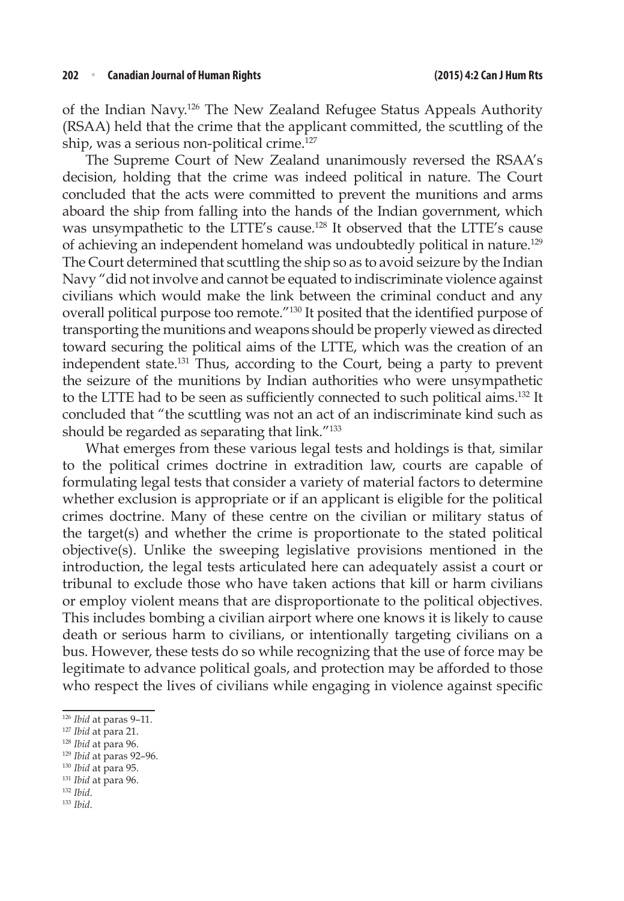of the Indian Navy.[126] The New Zealand Refugee Status Appeals Authority (RSAA) held that the crime that the applicant committed, the scuttling of the ship, was a serious non-political crime.[127]

The Supreme Court of New Zealand unanimously reversed the RSAA's decision, holding that the crime was indeed political in nature. The Court concluded that the acts were committed to prevent the munitions and arms aboard the ship from falling into the hands of the Indian government, which was unsympathetic to the LTTE's cause.[128] It observed that the LTTE's cause of achieving an independent homeland was undoubtedly political in nature.[129] The Court determined that scuttling the ship so as to avoid seizure by the Indian Navy "did not involve and cannot be equated to indiscriminate violence against civilians which would make the link between the criminal conduct and any overall political purpose too remote."[130] It posited that the identified purpose of transporting the munitions and weapons should be properly viewed as directed toward securing the political aims of the LTTE, which was the creation of an independent state.[131] Thus, according to the Court, being a party to prevent the seizure of the munitions by Indian authorities who were unsympathetic to the LTTE had to be seen as sufficiently connected to such political aims.[132] It concluded that "the scuttling was not an act of an indiscriminate kind such as should be regarded as separating that link."[133]

What emerges from these various legal tests and holdings is that, similar to the political crimes doctrine in extradition law, courts are capable of formulating legal tests that consider a variety of material factors to determine whether exclusion is appropriate or if an applicant is eligible for the political crimes doctrine. Many of these centre on the civilian or military status of the target(s) and whether the crime is proportionate to the stated political objective(s). Unlike the sweeping legislative provisions mentioned in the introduction, the legal tests articulated here can adequately assist a court or tribunal to exclude those who have taken actions that kill or harm civilians or employ violent means that are disproportionate to the political objectives. This includes bombing a civilian airport where one knows it is likely to cause death or serious harm to civilians, or intentionally targeting civilians on a bus. However, these tests do so while recognizing that the use of force may be legitimate to advance political goals, and protection may be afforded to those who respect the lives of civilians while engaging in violence against specific

---

[126] *Ibid* at paras 9–11.

[127] *Ibid* at para 21.

[128] *Ibid* at para 96.

[129] *Ibid* at paras 92–96.

[130] *Ibid* at para 95.

[131] *Ibid* at para 96.

[132] *Ibid*.

[133] *Ibid*.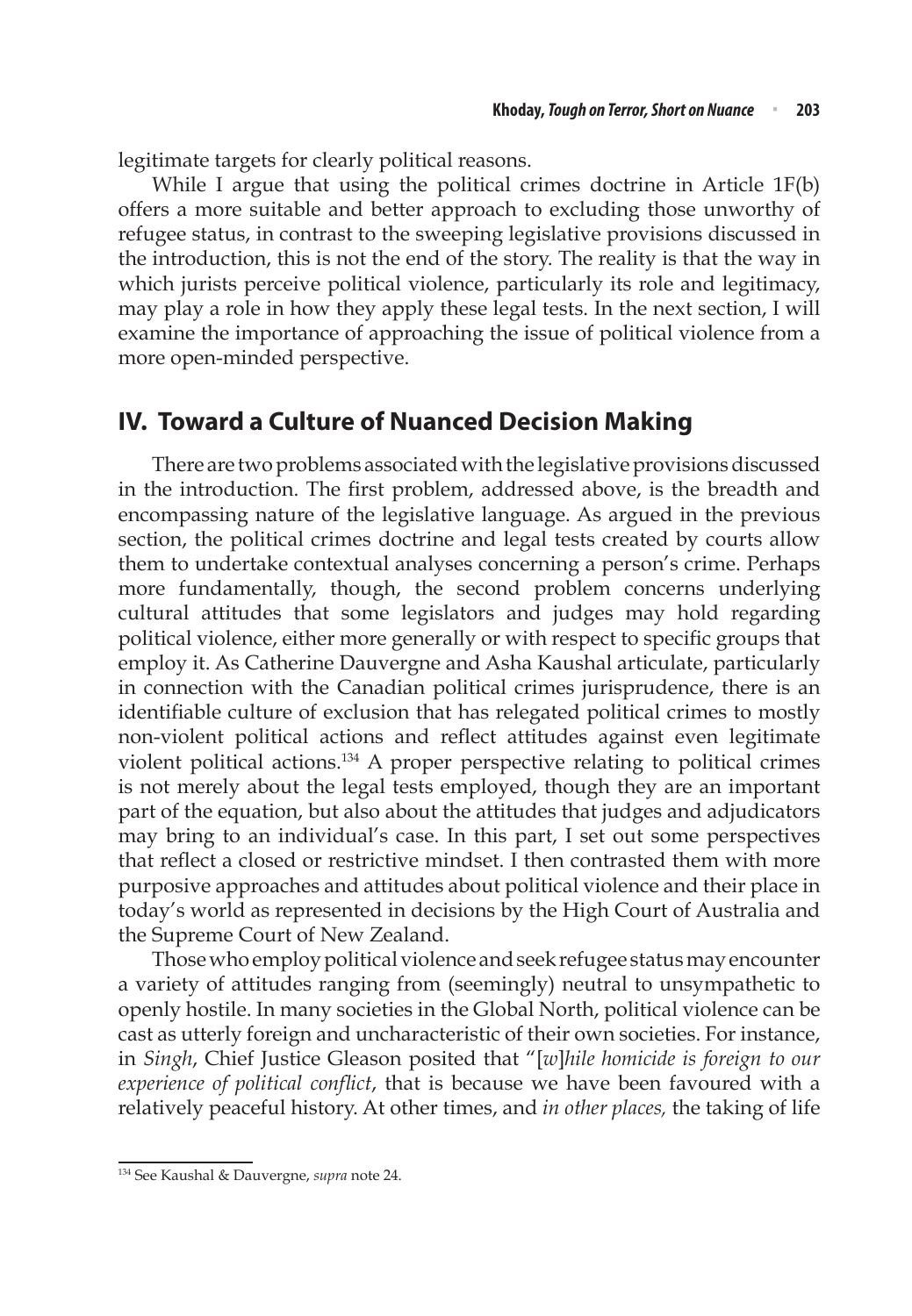legitimate targets for clearly political reasons.

While I argue that using the political crimes doctrine in Article 1F(b) offers a more suitable and better approach to excluding those unworthy of refugee status, in contrast to the sweeping legislative provisions discussed in the introduction, this is not the end of the story. The reality is that the way in which jurists perceive political violence, particularly its role and legitimacy, may play a role in how they apply these legal tests. In the next section, I will examine the importance of approaching the issue of political violence from a more open-minded perspective.

## IV. Toward a Culture of Nuanced Decision Making

There are two problems associated with the legislative provisions discussed in the introduction. The first problem, addressed above, is the breadth and encompassing nature of the legislative language. As argued in the previous section, the political crimes doctrine and legal tests created by courts allow them to undertake contextual analyses concerning a person's crime. Perhaps more fundamentally, though, the second problem concerns underlying cultural attitudes that some legislators and judges may hold regarding political violence, either more generally or with respect to specific groups that employ it. As Catherine Dauvergne and Asha Kaushal articulate, particularly in connection with the Canadian political crimes jurisprudence, there is an identifiable culture of exclusion that has relegated political crimes to mostly non-violent political actions and reflect attitudes against even legitimate violent political actions.[134] A proper perspective relating to political crimes is not merely about the legal tests employed, though they are an important part of the equation, but also about the attitudes that judges and adjudicators may bring to an individual's case. In this part, I set out some perspectives that reflect a closed or restrictive mindset. I then contrasted them with more purposive approaches and attitudes about political violence and their place in today's world as represented in decisions by the High Court of Australia and the Supreme Court of New Zealand.

Those who employ political violence and seek refugee status may encounter a variety of attitudes ranging from (seemingly) neutral to unsympathetic to openly hostile. In many societies in the Global North, political violence can be cast as utterly foreign and uncharacteristic of their own societies. For instance, in *Singh*, Chief Justice Gleason posited that "[*w*]*hile homicide is foreign to our experience of political conflict*, that is because we have been favoured with a relatively peaceful history. At other times, and *in other places,* the taking of life

---

[134] See Kaushal & Dauvergne, *supra* note 24.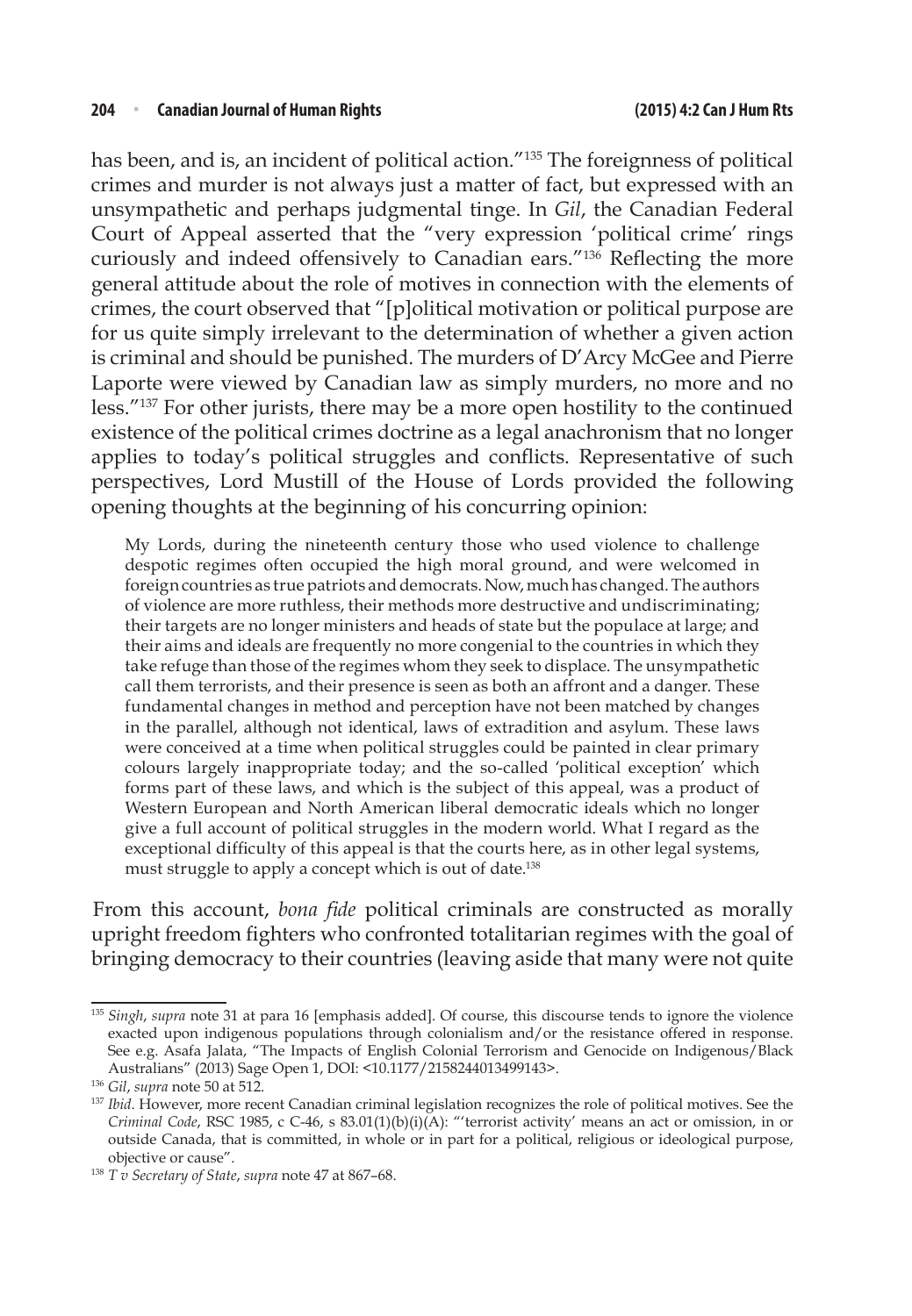has been, and is, an incident of political action."[135] The foreignness of political crimes and murder is not always just a matter of fact, but expressed with an unsympathetic and perhaps judgmental tinge. In *Gil*, the Canadian Federal Court of Appeal asserted that the "very expression 'political crime' rings curiously and indeed offensively to Canadian ears."[136] Reflecting the more general attitude about the role of motives in connection with the elements of crimes, the court observed that "[p]olitical motivation or political purpose are for us quite simply irrelevant to the determination of whether a given action is criminal and should be punished. The murders of D'Arcy McGee and Pierre Laporte were viewed by Canadian law as simply murders, no more and no less."[137] For other jurists, there may be a more open hostility to the continued existence of the political crimes doctrine as a legal anachronism that no longer applies to today's political struggles and conflicts. Representative of such perspectives, Lord Mustill of the House of Lords provided the following opening thoughts at the beginning of his concurring opinion:

> My Lords, during the nineteenth century those who used violence to challenge despotic regimes often occupied the high moral ground, and were welcomed in foreign countries as true patriots and democrats. Now, much has changed. The authors of violence are more ruthless, their methods more destructive and undiscriminating; their targets are no longer ministers and heads of state but the populace at large; and their aims and ideals are frequently no more congenial to the countries in which they take refuge than those of the regimes whom they seek to displace. The unsympathetic call them terrorists, and their presence is seen as both an affront and a danger. These fundamental changes in method and perception have not been matched by changes in the parallel, although not identical, laws of extradition and asylum. These laws were conceived at a time when political struggles could be painted in clear primary colours largely inappropriate today; and the so-called 'political exception' which forms part of these laws, and which is the subject of this appeal, was a product of Western European and North American liberal democratic ideals which no longer give a full account of political struggles in the modern world. What I regard as the exceptional difficulty of this appeal is that the courts here, as in other legal systems, must struggle to apply a concept which is out of date.[138]

From this account, *bona fide* political criminals are constructed as morally upright freedom fighters who confronted totalitarian regimes with the goal of bringing democracy to their countries (leaving aside that many were not quite

---

[135] *Singh*, *supra* note 31 at para 16 [emphasis added]. Of course, this discourse tends to ignore the violence exacted upon indigenous populations through colonialism and/or the resistance offered in response. See e.g. Asafa Jalata, "The Impacts of English Colonial Terrorism and Genocide on Indigenous/Black Australians" (2013) Sage Open 1, DOI: <10.1177/2158244013499143>.

[136] *Gil*, *supra* note 50 at 512.

[137] *Ibid*. However, more recent Canadian criminal legislation recognizes the role of political motives. See the *Criminal Code*, RSC 1985, c C-46, s 83.01(1)(b)(i)(A): "'terrorist activity' means an act or omission, in or outside Canada, that is committed, in whole or in part for a political, religious or ideological purpose, objective or cause".

[138] *T v Secretary of State*, *supra* note 47 at 867–68.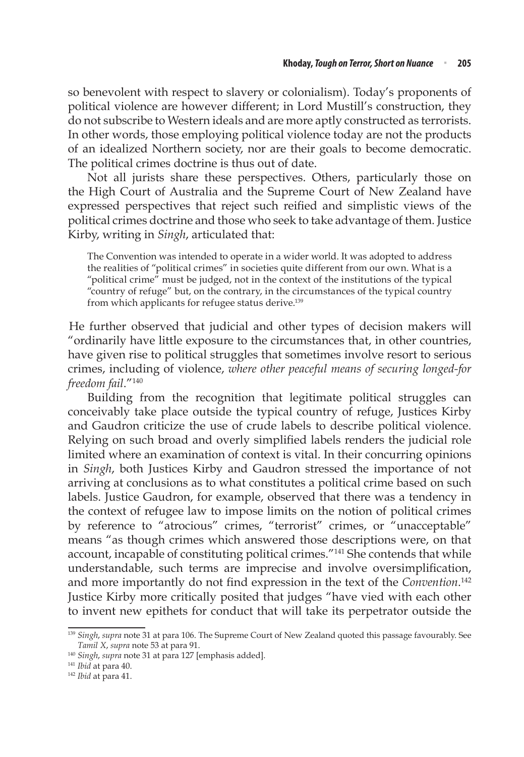so benevolent with respect to slavery or colonialism). Today's proponents of political violence are however different; in Lord Mustill's construction, they do not subscribe to Western ideals and are more aptly constructed as terrorists. In other words, those employing political violence today are not the products of an idealized Northern society, nor are their goals to become democratic. The political crimes doctrine is thus out of date.

Not all jurists share these perspectives. Others, particularly those on the High Court of Australia and the Supreme Court of New Zealand have expressed perspectives that reject such reified and simplistic views of the political crimes doctrine and those who seek to take advantage of them. Justice Kirby, writing in *Singh*, articulated that:

> The Convention was intended to operate in a wider world. It was adopted to address the realities of "political crimes" in societies quite different from our own. What is a "political crime" must be judged, not in the context of the institutions of the typical "country of refuge" but, on the contrary, in the circumstances of the typical country from which applicants for refugee status derive.[139]

He further observed that judicial and other types of decision makers will "ordinarily have little exposure to the circumstances that, in other countries, have given rise to political struggles that sometimes involve resort to serious crimes, including of violence, *where other peaceful means of securing longed-for freedom fail*."[140]

Building from the recognition that legitimate political struggles can conceivably take place outside the typical country of refuge, Justices Kirby and Gaudron criticize the use of crude labels to describe political violence. Relying on such broad and overly simplified labels renders the judicial role limited where an examination of context is vital. In their concurring opinions in *Singh*, both Justices Kirby and Gaudron stressed the importance of not arriving at conclusions as to what constitutes a political crime based on such labels. Justice Gaudron, for example, observed that there was a tendency in the context of refugee law to impose limits on the notion of political crimes by reference to "atrocious" crimes, "terrorist" crimes, or "unacceptable" means "as though crimes which answered those descriptions were, on that account, incapable of constituting political crimes."[141] She contends that while understandable, such terms are imprecise and involve oversimplification, and more importantly do not find expression in the text of the *Convention*.[142] Justice Kirby more critically posited that judges "have vied with each other to invent new epithets for conduct that will take its perpetrator outside the

---

[139] *Singh*, *supra* note 31 at para 106. The Supreme Court of New Zealand quoted this passage favourably. See *Tamil X*, *supra* note 53 at para 91.

[140] *Singh*, *supra* note 31 at para 127 [emphasis added].

[141] *Ibid* at para 40.

[142] *Ibid* at para 41.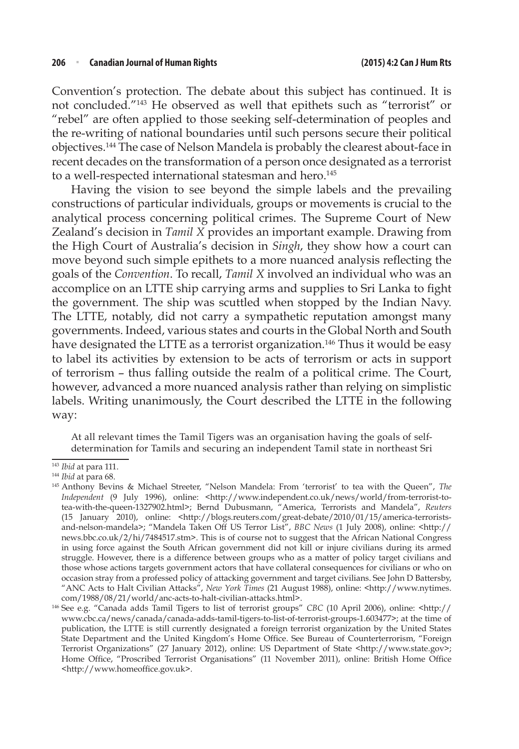Convention's protection. The debate about this subject has continued. It is not concluded."[143] He observed as well that epithets such as "terrorist" or "rebel" are often applied to those seeking self-determination of peoples and the re-writing of national boundaries until such persons secure their political objectives.[144] The case of Nelson Mandela is probably the clearest about-face in recent decades on the transformation of a person once designated as a terrorist to a well-respected international statesman and hero.[145]

Having the vision to see beyond the simple labels and the prevailing constructions of particular individuals, groups or movements is crucial to the analytical process concerning political crimes. The Supreme Court of New Zealand's decision in *Tamil X* provides an important example. Drawing from the High Court of Australia's decision in *Singh*, they show how a court can move beyond such simple epithets to a more nuanced analysis reflecting the goals of the *Convention*. To recall, *Tamil X* involved an individual who was an accomplice on an LTTE ship carrying arms and supplies to Sri Lanka to fight the government. The ship was scuttled when stopped by the Indian Navy. The LTTE, notably, did not carry a sympathetic reputation amongst many governments. Indeed, various states and courts in the Global North and South have designated the LTTE as a terrorist organization.[146] Thus it would be easy to label its activities by extension to be acts of terrorism or acts in support of terrorism – thus falling outside the realm of a political crime. The Court, however, advanced a more nuanced analysis rather than relying on simplistic labels. Writing unanimously, the Court described the LTTE in the following way:

> At all relevant times the Tamil Tigers was an organisation having the goals of self-determination for Tamils and securing an independent Tamil state in northeast Sri

---

[143] *Ibid* at para 111.

[144] *Ibid* at para 68.

[145] Anthony Bevins & Michael Streeter, "Nelson Mandela: From 'terrorist' to tea with the Queen", *The Independent* (9 July 1996), online: <http://www.independent.co.uk/news/world/from-terrorist-to-tea-with-the-queen-1327902.html>; Bernd Dubusmann, "America, Terrorists and Mandela", *Reuters* (15 January 2010), online: <http://blogs.reuters.com/great-debate/2010/01/15/america-terrorists-and-nelson-mandela>; "Mandela Taken Off US Terror List", *BBC News* (1 July 2008), online: <http://news.bbc.co.uk/2/hi/7484517.stm>. This is of course not to suggest that the African National Congress in using force against the South African government did not kill or injure civilians during its armed struggle. However, there is a difference between groups who as a matter of policy target civilians and those whose actions targets government actors that have collateral consequences for civilians or who on occasion stray from a professed policy of attacking government and target civilians. See John D Battersby, "ANC Acts to Halt Civilian Attacks", *New York Times* (21 August 1988), online: <http://www.nytimes.com/1988/08/21/world/anc-acts-to-halt-civilian-attacks.html>.

[146] See e.g. "Canada adds Tamil Tigers to list of terrorist groups" *CBC* (10 April 2006), online: <http://www.cbc.ca/news/canada/canada-adds-tamil-tigers-to-list-of-terrorist-groups-1.603477>; at the time of publication, the LTTE is still currently designated a foreign terrorist organization by the United States State Department and the United Kingdom's Home Office. See Bureau of Counterterrorism, "Foreign Terrorist Organizations" (27 January 2012), online: US Department of State <http://www.state.gov>; Home Office, "Proscribed Terrorist Organisations" (11 November 2011), online: British Home Office <http://www.homeoffice.gov.uk>.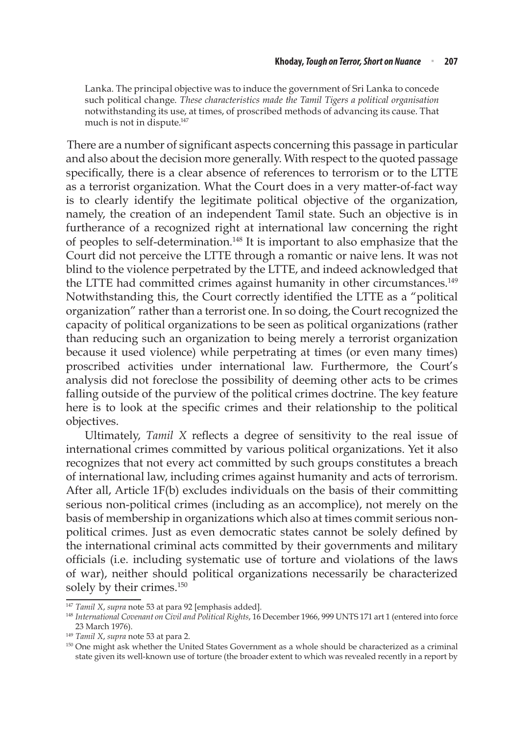Lanka. The principal objective was to induce the government of Sri Lanka to concede such political change. *These characteristics made the Tamil Tigers a political organisation* notwithstanding its use, at times, of proscribed methods of advancing its cause. That much is not in dispute.[147]

There are a number of significant aspects concerning this passage in particular and also about the decision more generally. With respect to the quoted passage specifically, there is a clear absence of references to terrorism or to the LTTE as a terrorist organization. What the Court does in a very matter-of-fact way is to clearly identify the legitimate political objective of the organization, namely, the creation of an independent Tamil state. Such an objective is in furtherance of a recognized right at international law concerning the right of peoples to self-determination.[148] It is important to also emphasize that the Court did not perceive the LTTE through a romantic or naive lens. It was not blind to the violence perpetrated by the LTTE, and indeed acknowledged that the LTTE had committed crimes against humanity in other circumstances.[149] Notwithstanding this, the Court correctly identified the LTTE as a "political organization" rather than a terrorist one. In so doing, the Court recognized the capacity of political organizations to be seen as political organizations (rather than reducing such an organization to being merely a terrorist organization because it used violence) while perpetrating at times (or even many times) proscribed activities under international law. Furthermore, the Court's analysis did not foreclose the possibility of deeming other acts to be crimes falling outside of the purview of the political crimes doctrine. The key feature here is to look at the specific crimes and their relationship to the political objectives.

Ultimately, *Tamil X* reflects a degree of sensitivity to the real issue of international crimes committed by various political organizations. Yet it also recognizes that not every act committed by such groups constitutes a breach of international law, including crimes against humanity and acts of terrorism. After all, Article 1F(b) excludes individuals on the basis of their committing serious non-political crimes (including as an accomplice), not merely on the basis of membership in organizations which also at times commit serious non-political crimes. Just as even democratic states cannot be solely defined by the international criminal acts committed by their governments and military officials (i.e. including systematic use of torture and violations of the laws of war), neither should political organizations necessarily be characterized solely by their crimes.[150]

---

[147] *Tamil X*, *supra* note 53 at para 92 [emphasis added].

[148] *International Covenant on Civil and Political Rights*, 16 December 1966, 999 UNTS 171 art 1 (entered into force 23 March 1976).

[149] *Tamil X*, *supra* note 53 at para 2.

[150] One might ask whether the United States Government as a whole should be characterized as a criminal state given its well-known use of torture (the broader extent to which was revealed recently in a report by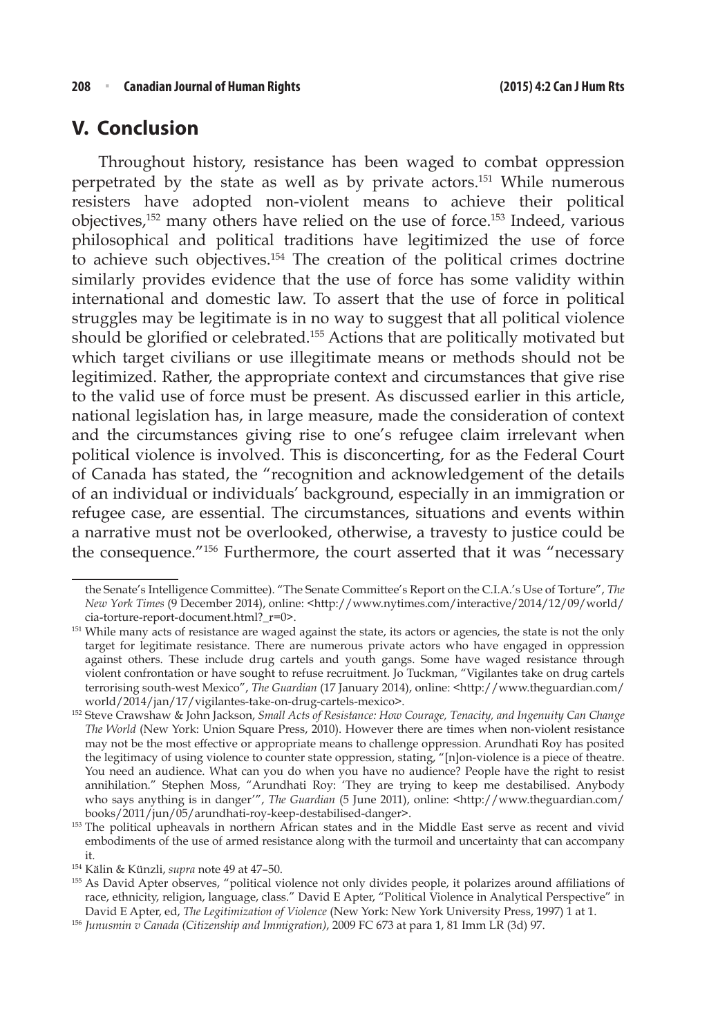## V. Conclusion

Throughout history, resistance has been waged to combat oppression perpetrated by the state as well as by private actors.[151] While numerous resisters have adopted non-violent means to achieve their political objectives,[152] many others have relied on the use of force.[153] Indeed, various philosophical and political traditions have legitimized the use of force to achieve such objectives.[154] The creation of the political crimes doctrine similarly provides evidence that the use of force has some validity within international and domestic law. To assert that the use of force in political struggles may be legitimate is in no way to suggest that all political violence should be glorified or celebrated.[155] Actions that are politically motivated but which target civilians or use illegitimate means or methods should not be legitimized. Rather, the appropriate context and circumstances that give rise to the valid use of force must be present. As discussed earlier in this article, national legislation has, in large measure, made the consideration of context and the circumstances giving rise to one's refugee claim irrelevant when political violence is involved. This is disconcerting, for as the Federal Court of Canada has stated, the "recognition and acknowledgement of the details of an individual or individuals' background, especially in an immigration or refugee case, are essential. The circumstances, situations and events within a narrative must not be overlooked, otherwise, a travesty to justice could be the consequence."[156] Furthermore, the court asserted that it was "necessary

---

the Senate's Intelligence Committee). "The Senate Committee's Report on the C.I.A.'s Use of Torture", *The New York Times* (9 December 2014), online: <http://www.nytimes.com/interactive/2014/12/09/world/cia-torture-report-document.html?_r=0>.

[151] While many acts of resistance are waged against the state, its actors or agencies, the state is not the only target for legitimate resistance. There are numerous private actors who have engaged in oppression against others. These include drug cartels and youth gangs. Some have waged resistance through violent confrontation or have sought to refuse recruitment. Jo Tuckman, "Vigilantes take on drug cartels terrorising south-west Mexico", *The Guardian* (17 January 2014), online: <http://www.theguardian.com/world/2014/jan/17/vigilantes-take-on-drug-cartels-mexico>.

[152] Steve Crawshaw & John Jackson, *Small Acts of Resistance: How Courage, Tenacity, and Ingenuity Can Change The World* (New York: Union Square Press, 2010). However there are times when non-violent resistance may not be the most effective or appropriate means to challenge oppression. Arundhati Roy has posited the legitimacy of using violence to counter state oppression, stating, "[n]on-violence is a piece of theatre. You need an audience. What can you do when you have no audience? People have the right to resist annihilation." Stephen Moss, "Arundhati Roy: 'They are trying to keep me destabilised. Anybody who says anything is in danger'", *The Guardian* (5 June 2011), online: <http://www.theguardian.com/books/2011/jun/05/arundhati-roy-keep-destabilised-danger>.

[153] The political upheavals in northern African states and in the Middle East serve as recent and vivid embodiments of the use of armed resistance along with the turmoil and uncertainty that can accompany it.

[154] Kälin & Künzli, *supra* note 49 at 47–50.

[155] As David Apter observes, "political violence not only divides people, it polarizes around affiliations of race, ethnicity, religion, language, class." David E Apter, "Political Violence in Analytical Perspective" in David E Apter, ed, *The Legitimization of Violence* (New York: New York University Press, 1997) 1 at 1.

[156] *Junusmin v Canada (Citizenship and Immigration)*, 2009 FC 673 at para 1, 81 Imm LR (3d) 97.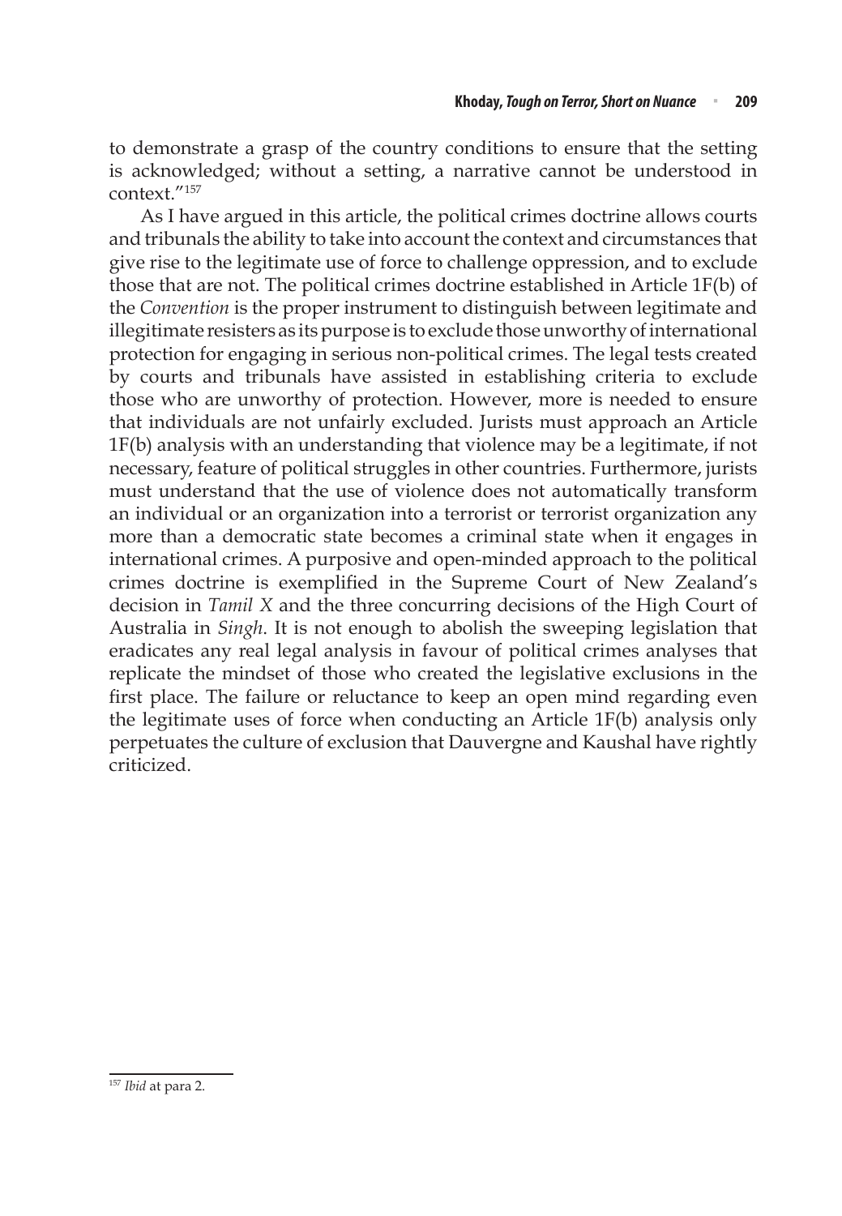to demonstrate a grasp of the country conditions to ensure that the setting is acknowledged; without a setting, a narrative cannot be understood in context."[157]

As I have argued in this article, the political crimes doctrine allows courts and tribunals the ability to take into account the context and circumstances that give rise to the legitimate use of force to challenge oppression, and to exclude those that are not. The political crimes doctrine established in Article 1F(b) of the *Convention* is the proper instrument to distinguish between legitimate and illegitimate resisters as its purpose is to exclude those unworthy of international protection for engaging in serious non-political crimes. The legal tests created by courts and tribunals have assisted in establishing criteria to exclude those who are unworthy of protection. However, more is needed to ensure that individuals are not unfairly excluded. Jurists must approach an Article 1F(b) analysis with an understanding that violence may be a legitimate, if not necessary, feature of political struggles in other countries. Furthermore, jurists must understand that the use of violence does not automatically transform an individual or an organization into a terrorist or terrorist organization any more than a democratic state becomes a criminal state when it engages in international crimes. A purposive and open-minded approach to the political crimes doctrine is exemplified in the Supreme Court of New Zealand's decision in *Tamil X* and the three concurring decisions of the High Court of Australia in *Singh*. It is not enough to abolish the sweeping legislation that eradicates any real legal analysis in favour of political crimes analyses that replicate the mindset of those who created the legislative exclusions in the first place. The failure or reluctance to keep an open mind regarding even the legitimate uses of force when conducting an Article 1F(b) analysis only perpetuates the culture of exclusion that Dauvergne and Kaushal have rightly criticized.

---

[157] *Ibid* at para 2.